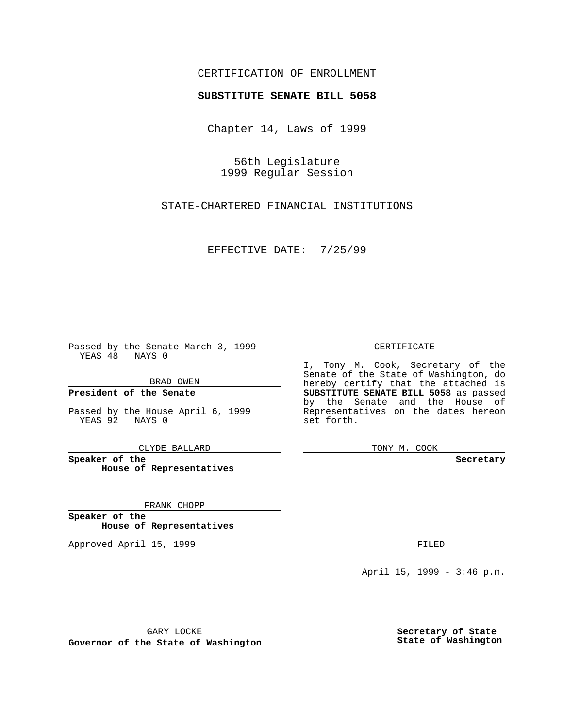CERTIFICATION OF ENROLLMENT

**SUBSTITUTE SENATE BILL 5058**

Chapter 14, Laws of 1999

56th Legislature
1999 Regular Session

STATE-CHARTERED FINANCIAL INSTITUTIONS

EFFECTIVE DATE: 7/25/99

Passed by the Senate March 3, 1999
YEAS 48 NAYS 0

BRAD OWEN

**President of the Senate**

Passed by the House April 6, 1999
YEAS 92 NAYS 0

CLYDE BALLARD

**Speaker of the House of Representatives**

FRANK CHOPP

**Speaker of the House of Representatives**

Approved April 15, 1999

GARY LOCKE

**Governor of the State of Washington**

CERTIFICATE

I, Tony M. Cook, Secretary of the Senate of the State of Washington, do hereby certify that the attached is **SUBSTITUTE SENATE BILL 5058** as passed by the Senate and the House of Representatives on the dates hereon set forth.

TONY M. COOK

**Secretary**

FILED

April 15, 1999 - 3:46 p.m.

**Secretary of State**
**State of Washington**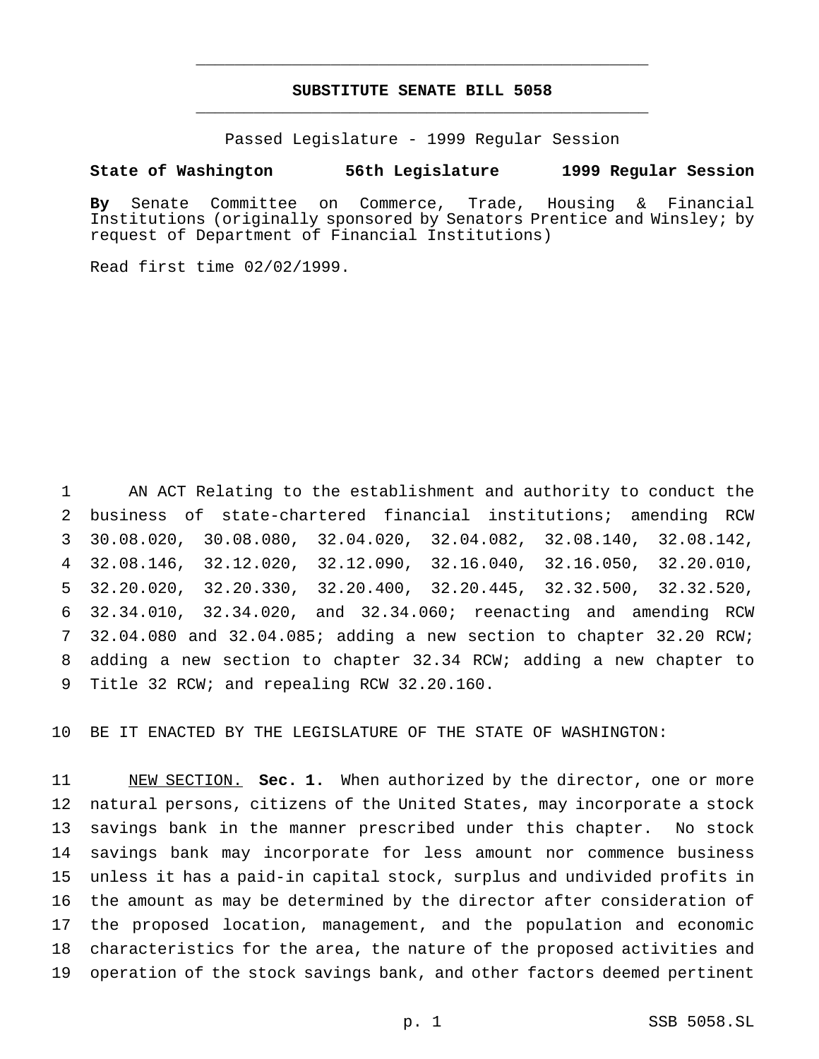# SUBSTITUTE SENATE BILL 5058

Passed Legislature - 1999 Regular Session

**State of Washington 56th Legislature 1999 Regular Session**

**By** Senate Committee on Commerce, Trade, Housing & Financial Institutions (originally sponsored by Senators Prentice and Winsley; by request of Department of Financial Institutions)

Read first time 02/02/1999.

AN ACT Relating to the establishment and authority to conduct the business of state-chartered financial institutions; amending RCW 30.08.020, 30.08.080, 32.04.020, 32.04.082, 32.08.140, 32.08.142, 32.08.146, 32.12.020, 32.12.090, 32.16.040, 32.16.050, 32.20.010, 32.20.020, 32.20.330, 32.20.400, 32.20.445, 32.32.500, 32.32.520, 32.34.010, 32.34.020, and 32.34.060; reenacting and amending RCW 32.04.080 and 32.04.085; adding a new section to chapter 32.20 RCW; adding a new section to chapter 32.34 RCW; adding a new chapter to Title 32 RCW; and repealing RCW 32.20.160.

BE IT ENACTED BY THE LEGISLATURE OF THE STATE OF WASHINGTON:

NEW SECTION. **Sec. 1.** When authorized by the director, one or more natural persons, citizens of the United States, may incorporate a stock savings bank in the manner prescribed under this chapter. No stock savings bank may incorporate for less amount nor commence business unless it has a paid-in capital stock, surplus and undivided profits in the amount as may be determined by the director after consideration of the proposed location, management, and the population and economic characteristics for the area, the nature of the proposed activities and operation of the stock savings bank, and other factors deemed pertinent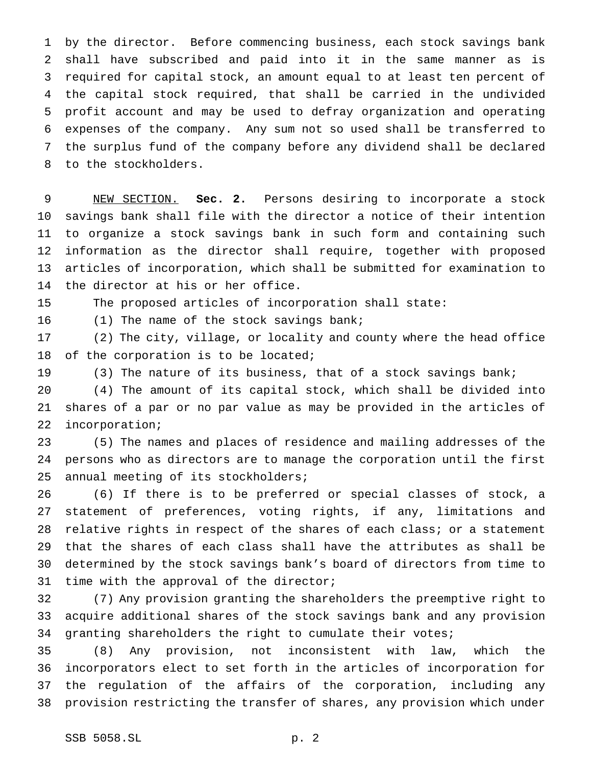by the director. Before commencing business, each stock savings bank shall have subscribed and paid into it in the same manner as is required for capital stock, an amount equal to at least ten percent of the capital stock required, that shall be carried in the undivided profit account and may be used to defray organization and operating expenses of the company. Any sum not so used shall be transferred to the surplus fund of the company before any dividend shall be declared to the stockholders.

NEW SECTION. **Sec. 2.** Persons desiring to incorporate a stock savings bank shall file with the director a notice of their intention to organize a stock savings bank in such form and containing such information as the director shall require, together with proposed articles of incorporation, which shall be submitted for examination to the director at his or her office.

The proposed articles of incorporation shall state:

(1) The name of the stock savings bank;

(2) The city, village, or locality and county where the head office of the corporation is to be located;

(3) The nature of its business, that of a stock savings bank;

(4) The amount of its capital stock, which shall be divided into shares of a par or no par value as may be provided in the articles of incorporation;

(5) The names and places of residence and mailing addresses of the persons who as directors are to manage the corporation until the first annual meeting of its stockholders;

(6) If there is to be preferred or special classes of stock, a statement of preferences, voting rights, if any, limitations and relative rights in respect of the shares of each class; or a statement that the shares of each class shall have the attributes as shall be determined by the stock savings bank's board of directors from time to time with the approval of the director;

(7) Any provision granting the shareholders the preemptive right to acquire additional shares of the stock savings bank and any provision granting shareholders the right to cumulate their votes;

(8) Any provision, not inconsistent with law, which the incorporators elect to set forth in the articles of incorporation for the regulation of the affairs of the corporation, including any provision restricting the transfer of shares, any provision which under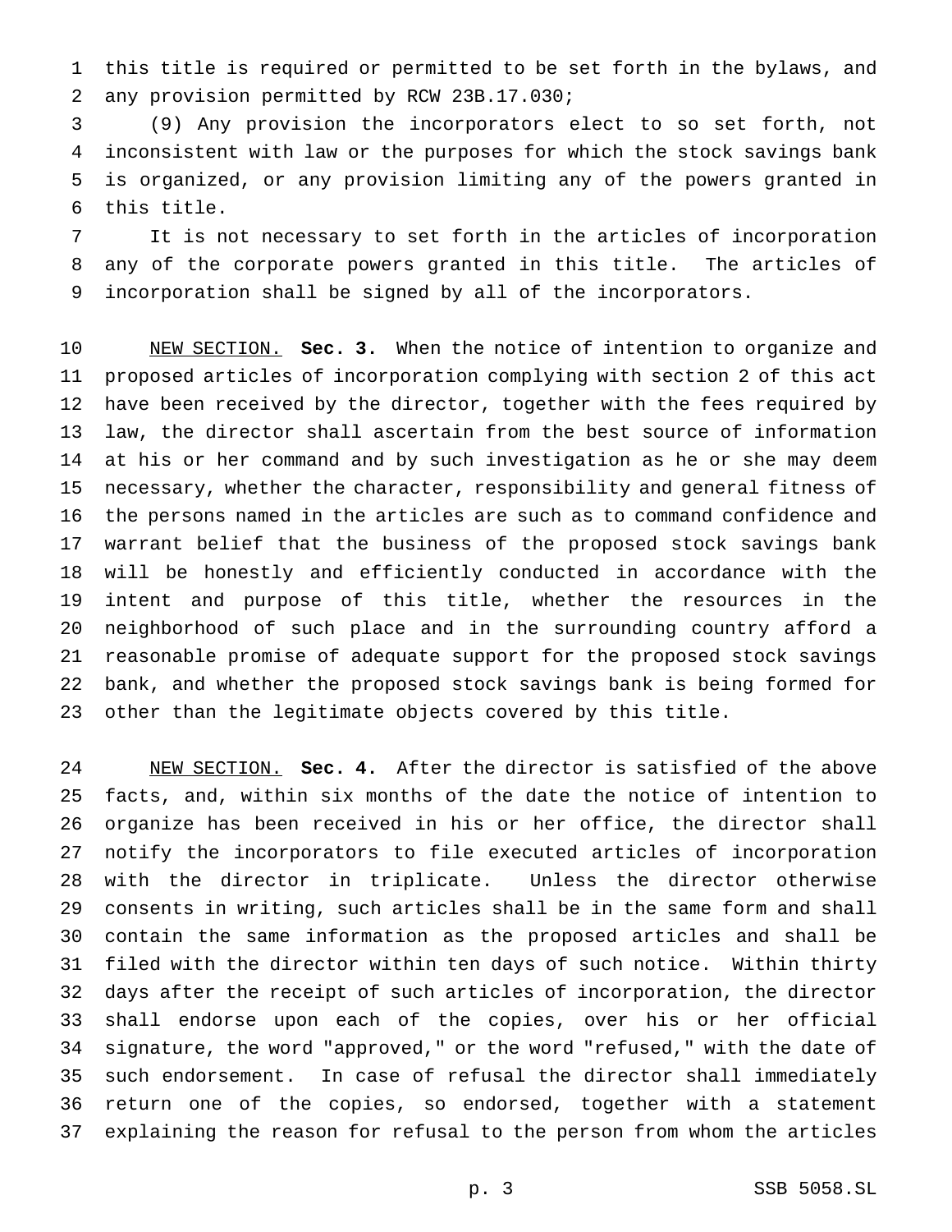this title is required or permitted to be set forth in the bylaws, and any provision permitted by RCW 23B.17.030;

(9) Any provision the incorporators elect to so set forth, not inconsistent with law or the purposes for which the stock savings bank is organized, or any provision limiting any of the powers granted in this title.

It is not necessary to set forth in the articles of incorporation any of the corporate powers granted in this title. The articles of incorporation shall be signed by all of the incorporators.

NEW SECTION. **Sec. 3.** When the notice of intention to organize and proposed articles of incorporation complying with section 2 of this act have been received by the director, together with the fees required by law, the director shall ascertain from the best source of information at his or her command and by such investigation as he or she may deem necessary, whether the character, responsibility and general fitness of the persons named in the articles are such as to command confidence and warrant belief that the business of the proposed stock savings bank will be honestly and efficiently conducted in accordance with the intent and purpose of this title, whether the resources in the neighborhood of such place and in the surrounding country afford a reasonable promise of adequate support for the proposed stock savings bank, and whether the proposed stock savings bank is being formed for other than the legitimate objects covered by this title.

NEW SECTION. **Sec. 4.** After the director is satisfied of the above facts, and, within six months of the date the notice of intention to organize has been received in his or her office, the director shall notify the incorporators to file executed articles of incorporation with the director in triplicate. Unless the director otherwise consents in writing, such articles shall be in the same form and shall contain the same information as the proposed articles and shall be filed with the director within ten days of such notice. Within thirty days after the receipt of such articles of incorporation, the director shall endorse upon each of the copies, over his or her official signature, the word "approved," or the word "refused," with the date of such endorsement. In case of refusal the director shall immediately return one of the copies, so endorsed, together with a statement explaining the reason for refusal to the person from whom the articles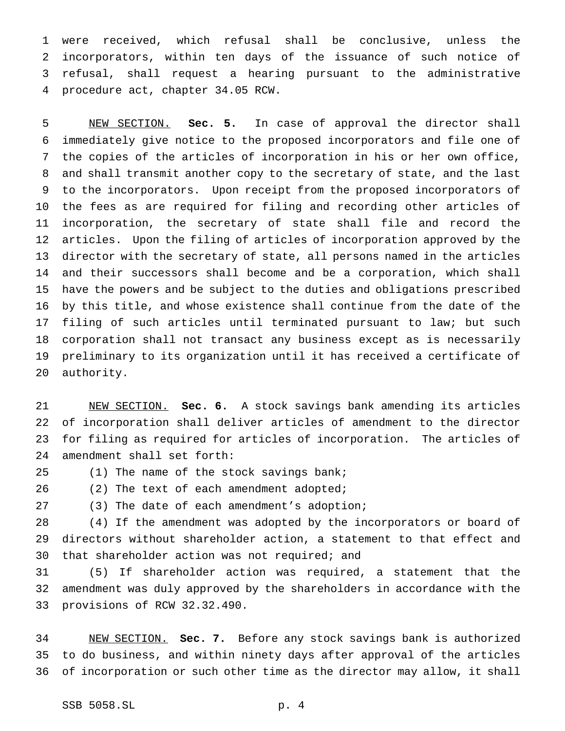were received, which refusal shall be conclusive, unless the incorporators, within ten days of the issuance of such notice of refusal, shall request a hearing pursuant to the administrative procedure act, chapter 34.05 RCW.

NEW SECTION. **Sec. 5.** In case of approval the director shall immediately give notice to the proposed incorporators and file one of the copies of the articles of incorporation in his or her own office, and shall transmit another copy to the secretary of state, and the last to the incorporators. Upon receipt from the proposed incorporators of the fees as are required for filing and recording other articles of incorporation, the secretary of state shall file and record the articles. Upon the filing of articles of incorporation approved by the director with the secretary of state, all persons named in the articles and their successors shall become and be a corporation, which shall have the powers and be subject to the duties and obligations prescribed by this title, and whose existence shall continue from the date of the filing of such articles until terminated pursuant to law; but such corporation shall not transact any business except as is necessarily preliminary to its organization until it has received a certificate of authority.

NEW SECTION. **Sec. 6.** A stock savings bank amending its articles of incorporation shall deliver articles of amendment to the director for filing as required for articles of incorporation. The articles of amendment shall set forth:

(1) The name of the stock savings bank;

(2) The text of each amendment adopted;

(3) The date of each amendment's adoption;

(4) If the amendment was adopted by the incorporators or board of directors without shareholder action, a statement to that effect and that shareholder action was not required; and

(5) If shareholder action was required, a statement that the amendment was duly approved by the shareholders in accordance with the provisions of RCW 32.32.490.

NEW SECTION. **Sec. 7.** Before any stock savings bank is authorized to do business, and within ninety days after approval of the articles of incorporation or such other time as the director may allow, it shall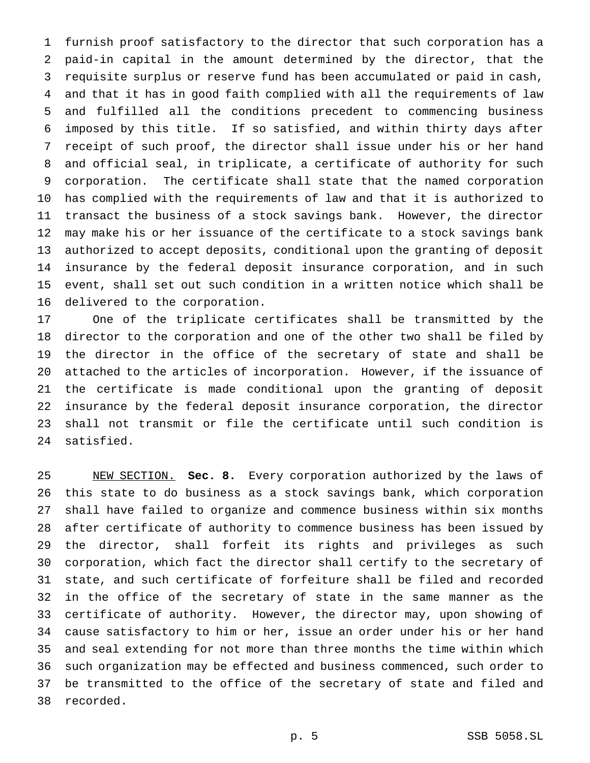furnish proof satisfactory to the director that such corporation has a paid-in capital in the amount determined by the director, that the requisite surplus or reserve fund has been accumulated or paid in cash, and that it has in good faith complied with all the requirements of law and fulfilled all the conditions precedent to commencing business imposed by this title. If so satisfied, and within thirty days after receipt of such proof, the director shall issue under his or her hand and official seal, in triplicate, a certificate of authority for such corporation. The certificate shall state that the named corporation has complied with the requirements of law and that it is authorized to transact the business of a stock savings bank. However, the director may make his or her issuance of the certificate to a stock savings bank authorized to accept deposits, conditional upon the granting of deposit insurance by the federal deposit insurance corporation, and in such event, shall set out such condition in a written notice which shall be delivered to the corporation.

One of the triplicate certificates shall be transmitted by the director to the corporation and one of the other two shall be filed by the director in the office of the secretary of state and shall be attached to the articles of incorporation. However, if the issuance of the certificate is made conditional upon the granting of deposit insurance by the federal deposit insurance corporation, the director shall not transmit or file the certificate until such condition is satisfied.

NEW SECTION. **Sec. 8.** Every corporation authorized by the laws of this state to do business as a stock savings bank, which corporation shall have failed to organize and commence business within six months after certificate of authority to commence business has been issued by the director, shall forfeit its rights and privileges as such corporation, which fact the director shall certify to the secretary of state, and such certificate of forfeiture shall be filed and recorded in the office of the secretary of state in the same manner as the certificate of authority. However, the director may, upon showing of cause satisfactory to him or her, issue an order under his or her hand and seal extending for not more than three months the time within which such organization may be effected and business commenced, such order to be transmitted to the office of the secretary of state and filed and recorded.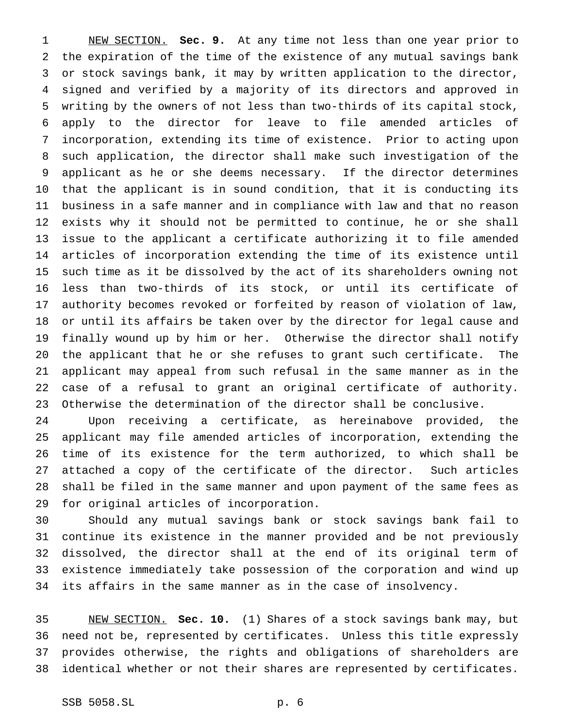<u>NEW SECTION.</u> **Sec. 9.** At any time not less than one year prior to the expiration of the time of the existence of any mutual savings bank or stock savings bank, it may by written application to the director, signed and verified by a majority of its directors and approved in writing by the owners of not less than two-thirds of its capital stock, apply to the director for leave to file amended articles of incorporation, extending its time of existence. Prior to acting upon such application, the director shall make such investigation of the applicant as he or she deems necessary. If the director determines that the applicant is in sound condition, that it is conducting its business in a safe manner and in compliance with law and that no reason exists why it should not be permitted to continue, he or she shall issue to the applicant a certificate authorizing it to file amended articles of incorporation extending the time of its existence until such time as it be dissolved by the act of its shareholders owning not less than two-thirds of its stock, or until its certificate of authority becomes revoked or forfeited by reason of violation of law, or until its affairs be taken over by the director for legal cause and finally wound up by him or her. Otherwise the director shall notify the applicant that he or she refuses to grant such certificate. The applicant may appeal from such refusal in the same manner as in the case of a refusal to grant an original certificate of authority. Otherwise the determination of the director shall be conclusive.

Upon receiving a certificate, as hereinabove provided, the applicant may file amended articles of incorporation, extending the time of its existence for the term authorized, to which shall be attached a copy of the certificate of the director. Such articles shall be filed in the same manner and upon payment of the same fees as for original articles of incorporation.

Should any mutual savings bank or stock savings bank fail to continue its existence in the manner provided and be not previously dissolved, the director shall at the end of its original term of existence immediately take possession of the corporation and wind up its affairs in the same manner as in the case of insolvency.

<u>NEW SECTION.</u> **Sec. 10.** (1) Shares of a stock savings bank may, but need not be, represented by certificates. Unless this title expressly provides otherwise, the rights and obligations of shareholders are identical whether or not their shares are represented by certificates.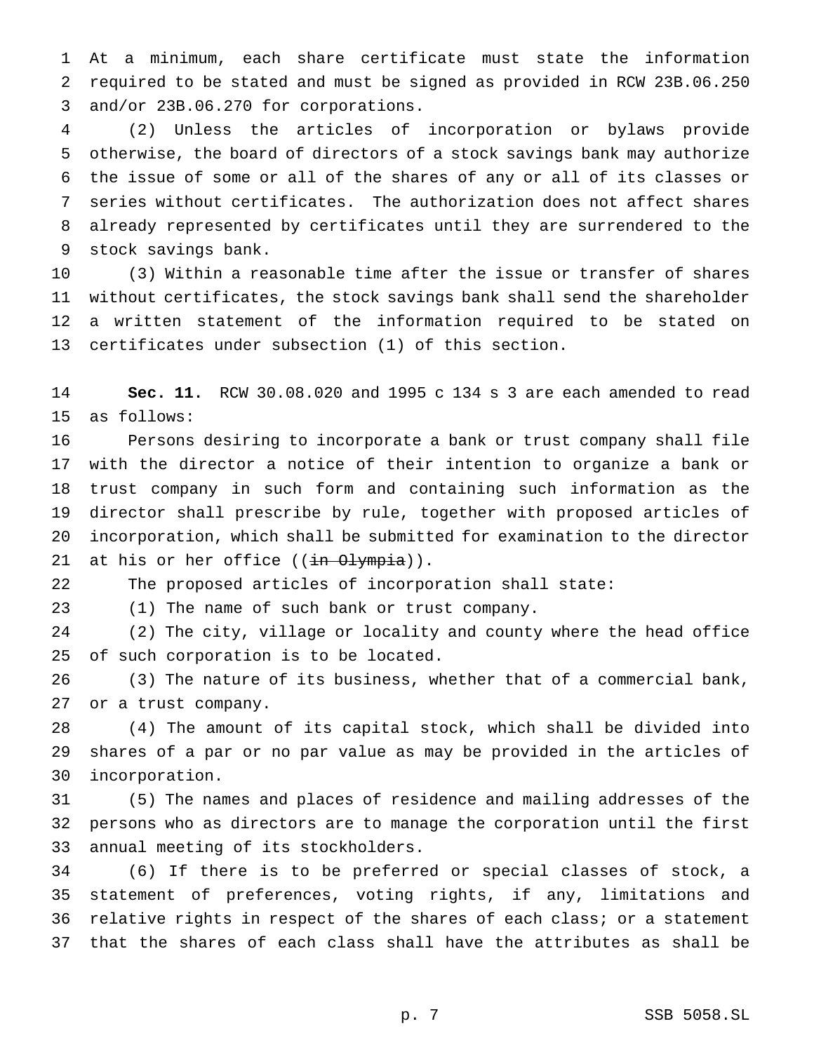At a minimum, each share certificate must state the information required to be stated and must be signed as provided in RCW 23B.06.250 and/or 23B.06.270 for corporations.

(2) Unless the articles of incorporation or bylaws provide otherwise, the board of directors of a stock savings bank may authorize the issue of some or all of the shares of any or all of its classes or series without certificates. The authorization does not affect shares already represented by certificates until they are surrendered to the stock savings bank.

(3) Within a reasonable time after the issue or transfer of shares without certificates, the stock savings bank shall send the shareholder a written statement of the information required to be stated on certificates under subsection (1) of this section.

**Sec. 11.** RCW 30.08.020 and 1995 c 134 s 3 are each amended to read as follows:

Persons desiring to incorporate a bank or trust company shall file with the director a notice of their intention to organize a bank or trust company in such form and containing such information as the director shall prescribe by rule, together with proposed articles of incorporation, which shall be submitted for examination to the director at his or her office ((~~in Olympia~~)).

The proposed articles of incorporation shall state:

(1) The name of such bank or trust company.

(2) The city, village or locality and county where the head office of such corporation is to be located.

(3) The nature of its business, whether that of a commercial bank, or a trust company.

(4) The amount of its capital stock, which shall be divided into shares of a par or no par value as may be provided in the articles of incorporation.

(5) The names and places of residence and mailing addresses of the persons who as directors are to manage the corporation until the first annual meeting of its stockholders.

(6) If there is to be preferred or special classes of stock, a statement of preferences, voting rights, if any, limitations and relative rights in respect of the shares of each class; or a statement that the shares of each class shall have the attributes as shall be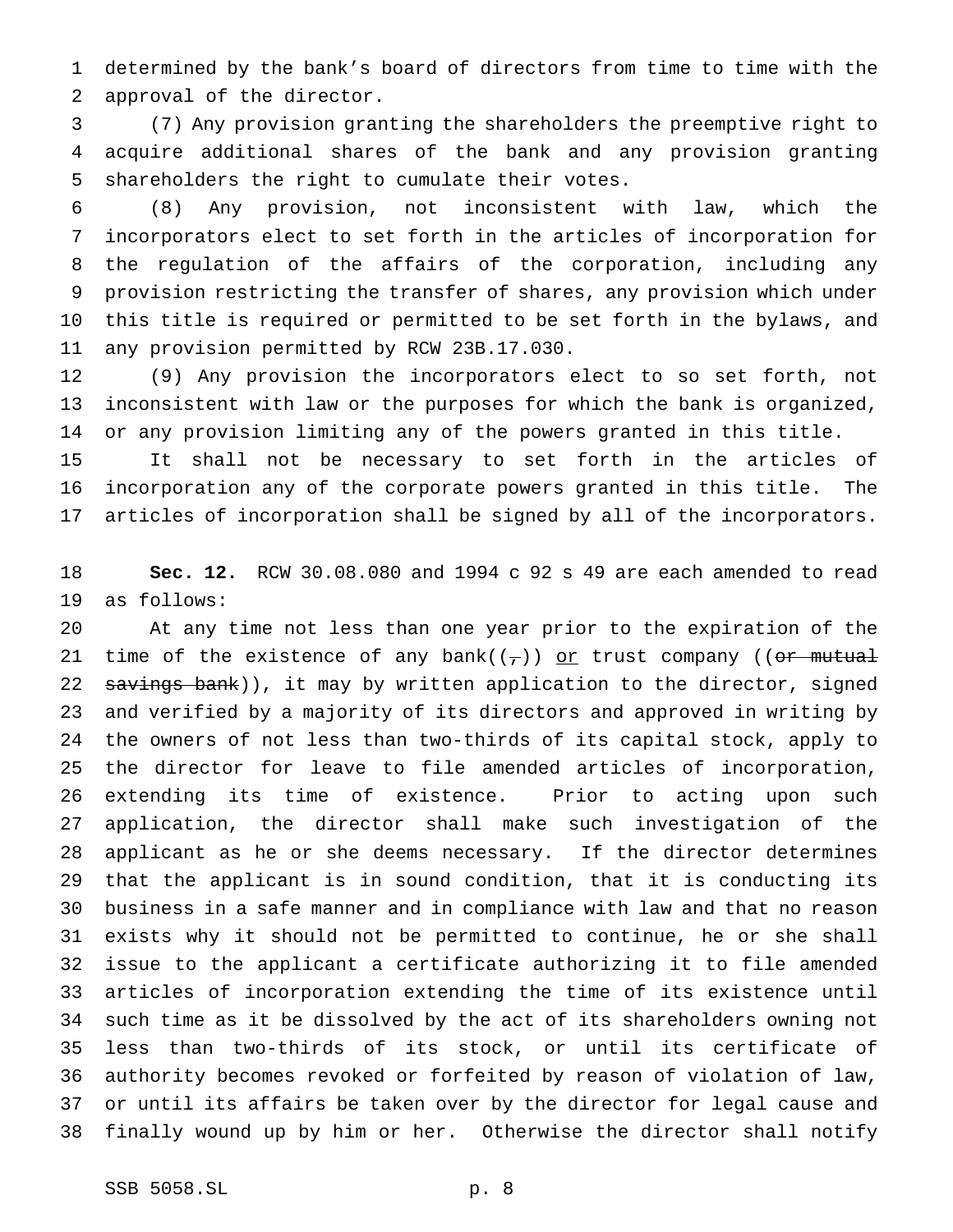determined by the bank's board of directors from time to time with the approval of the director.

(7) Any provision granting the shareholders the preemptive right to acquire additional shares of the bank and any provision granting shareholders the right to cumulate their votes.

(8) Any provision, not inconsistent with law, which the incorporators elect to set forth in the articles of incorporation for the regulation of the affairs of the corporation, including any provision restricting the transfer of shares, any provision which under this title is required or permitted to be set forth in the bylaws, and any provision permitted by RCW 23B.17.030.

(9) Any provision the incorporators elect to so set forth, not inconsistent with law or the purposes for which the bank is organized, or any provision limiting any of the powers granted in this title.

It shall not be necessary to set forth in the articles of incorporation any of the corporate powers granted in this title. The articles of incorporation shall be signed by all of the incorporators.

**Sec. 12.** RCW 30.08.080 and 1994 c 92 s 49 are each amended to read as follows:

At any time not less than one year prior to the expiration of the time of the existence of any bank((~~,~~)) <u>or</u> trust company ((~~or mutual savings bank~~)), it may by written application to the director, signed and verified by a majority of its directors and approved in writing by the owners of not less than two-thirds of its capital stock, apply to the director for leave to file amended articles of incorporation, extending its time of existence. Prior to acting upon such application, the director shall make such investigation of the applicant as he or she deems necessary. If the director determines that the applicant is in sound condition, that it is conducting its business in a safe manner and in compliance with law and that no reason exists why it should not be permitted to continue, he or she shall issue to the applicant a certificate authorizing it to file amended articles of incorporation extending the time of its existence until such time as it be dissolved by the act of its shareholders owning not less than two-thirds of its stock, or until its certificate of authority becomes revoked or forfeited by reason of violation of law, or until its affairs be taken over by the director for legal cause and finally wound up by him or her. Otherwise the director shall notify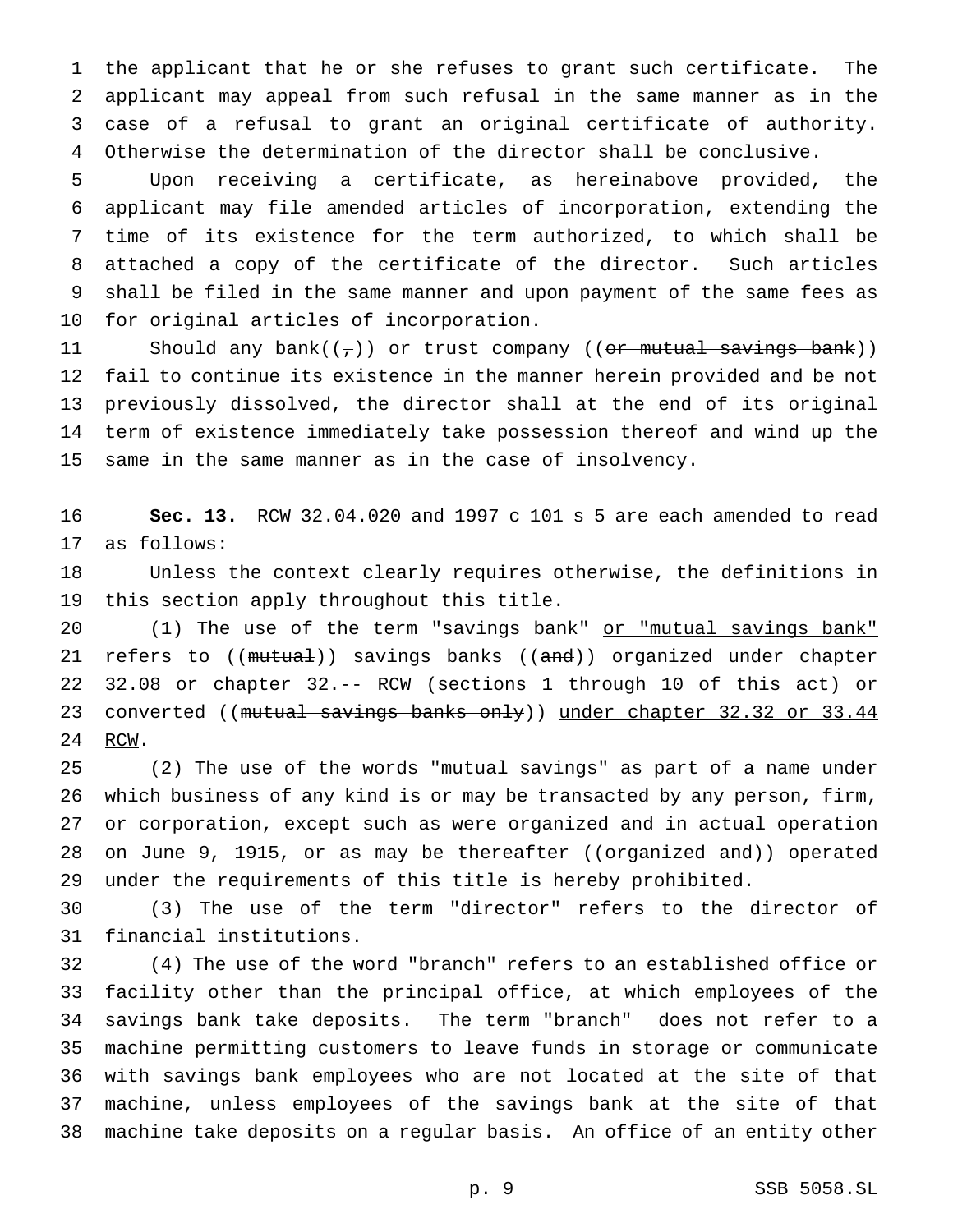the applicant that he or she refuses to grant such certificate. The applicant may appeal from such refusal in the same manner as in the case of a refusal to grant an original certificate of authority. Otherwise the determination of the director shall be conclusive.

Upon receiving a certificate, as hereinabove provided, the applicant may file amended articles of incorporation, extending the time of its existence for the term authorized, to which shall be attached a copy of the certificate of the director. Such articles shall be filed in the same manner and upon payment of the same fees as for original articles of incorporation.

Should any bank((~~,~~)) <u>or</u> trust company ((~~or mutual savings bank~~)) fail to continue its existence in the manner herein provided and be not previously dissolved, the director shall at the end of its original term of existence immediately take possession thereof and wind up the same in the same manner as in the case of insolvency.

**Sec. 13.** RCW 32.04.020 and 1997 c 101 s 5 are each amended to read as follows:

Unless the context clearly requires otherwise, the definitions in this section apply throughout this title.

(1) The use of the term "savings bank" <u>or "mutual savings bank"</u> refers to ((~~mutual~~)) savings banks ((~~and~~)) <u>organized under chapter 32.08 or chapter 32.-- RCW (sections 1 through 10 of this act) or</u> converted ((~~mutual savings banks only~~)) <u>under chapter 32.32 or 33.44 RCW</u>.

(2) The use of the words "mutual savings" as part of a name under which business of any kind is or may be transacted by any person, firm, or corporation, except such as were organized and in actual operation on June 9, 1915, or as may be thereafter ((~~organized and~~)) operated under the requirements of this title is hereby prohibited.

(3) The use of the term "director" refers to the director of financial institutions.

(4) The use of the word "branch" refers to an established office or facility other than the principal office, at which employees of the savings bank take deposits. The term "branch" does not refer to a machine permitting customers to leave funds in storage or communicate with savings bank employees who are not located at the site of that machine, unless employees of the savings bank at the site of that machine take deposits on a regular basis. An office of an entity other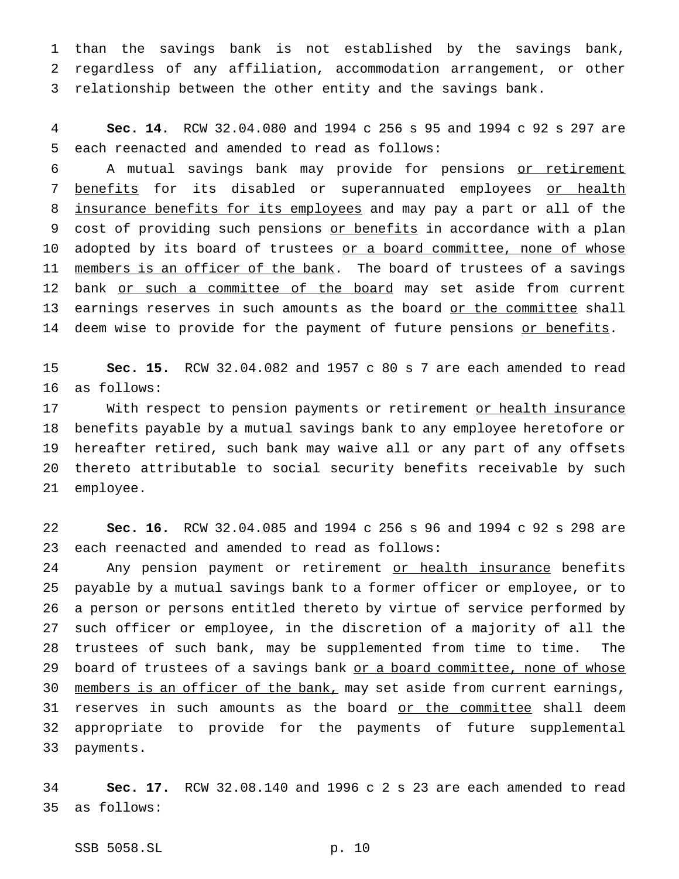than the savings bank is not established by the savings bank, regardless of any affiliation, accommodation arrangement, or other relationship between the other entity and the savings bank.

**Sec. 14.** RCW 32.04.080 and 1994 c 256 s 95 and 1994 c 92 s 297 are each reenacted and amended to read as follows:

A mutual savings bank may provide for pensions <u>or retirement benefits</u> for its disabled or superannuated employees <u>or health insurance benefits for its employees</u> and may pay a part or all of the cost of providing such pensions <u>or benefits</u> in accordance with a plan adopted by its board of trustees <u>or a board committee, none of whose members is an officer of the bank</u>. The board of trustees of a savings bank <u>or such a committee of the board</u> may set aside from current earnings reserves in such amounts as the board <u>or the committee</u> shall deem wise to provide for the payment of future pensions <u>or benefits</u>.

**Sec. 15.** RCW 32.04.082 and 1957 c 80 s 7 are each amended to read as follows:

With respect to pension payments or retirement <u>or health insurance</u> benefits payable by a mutual savings bank to any employee heretofore or hereafter retired, such bank may waive all or any part of any offsets thereto attributable to social security benefits receivable by such employee.

**Sec. 16.** RCW 32.04.085 and 1994 c 256 s 96 and 1994 c 92 s 298 are each reenacted and amended to read as follows:

Any pension payment or retirement <u>or health insurance</u> benefits payable by a mutual savings bank to a former officer or employee, or to a person or persons entitled thereto by virtue of service performed by such officer or employee, in the discretion of a majority of all the trustees of such bank, may be supplemented from time to time. The board of trustees of a savings bank <u>or a board committee, none of whose members is an officer of the bank,</u> may set aside from current earnings, reserves in such amounts as the board <u>or the committee</u> shall deem appropriate to provide for the payments of future supplemental payments.

**Sec. 17.** RCW 32.08.140 and 1996 c 2 s 23 are each amended to read as follows: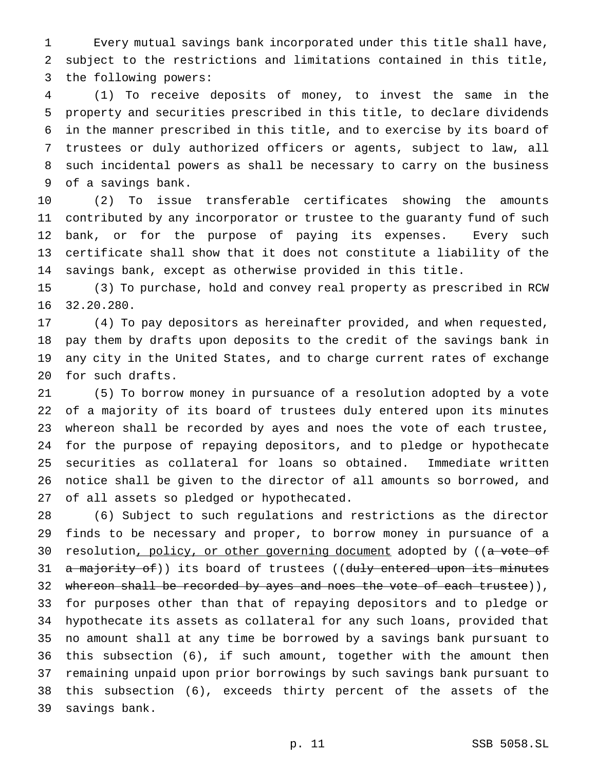Every mutual savings bank incorporated under this title shall have, subject to the restrictions and limitations contained in this title, the following powers:

(1) To receive deposits of money, to invest the same in the property and securities prescribed in this title, to declare dividends in the manner prescribed in this title, and to exercise by its board of trustees or duly authorized officers or agents, subject to law, all such incidental powers as shall be necessary to carry on the business of a savings bank.

(2) To issue transferable certificates showing the amounts contributed by any incorporator or trustee to the guaranty fund of such bank, or for the purpose of paying its expenses. Every such certificate shall show that it does not constitute a liability of the savings bank, except as otherwise provided in this title.

(3) To purchase, hold and convey real property as prescribed in RCW 32.20.280.

(4) To pay depositors as hereinafter provided, and when requested, pay them by drafts upon deposits to the credit of the savings bank in any city in the United States, and to charge current rates of exchange for such drafts.

(5) To borrow money in pursuance of a resolution adopted by a vote of a majority of its board of trustees duly entered upon its minutes whereon shall be recorded by ayes and noes the vote of each trustee, for the purpose of repaying depositors, and to pledge or hypothecate securities as collateral for loans so obtained. Immediate written notice shall be given to the director of all amounts so borrowed, and of all assets so pledged or hypothecated.

(6) Subject to such regulations and restrictions as the director finds to be necessary and proper, to borrow money in pursuance of a resolution<u>, policy, or other governing document</u> adopted by ((~~a vote of a majority of~~)) its board of trustees ((~~duly entered upon its minutes whereon shall be recorded by ayes and noes the vote of each trustee~~)), for purposes other than that of repaying depositors and to pledge or hypothecate its assets as collateral for any such loans, provided that no amount shall at any time be borrowed by a savings bank pursuant to this subsection (6), if such amount, together with the amount then remaining unpaid upon prior borrowings by such savings bank pursuant to this subsection (6), exceeds thirty percent of the assets of the savings bank.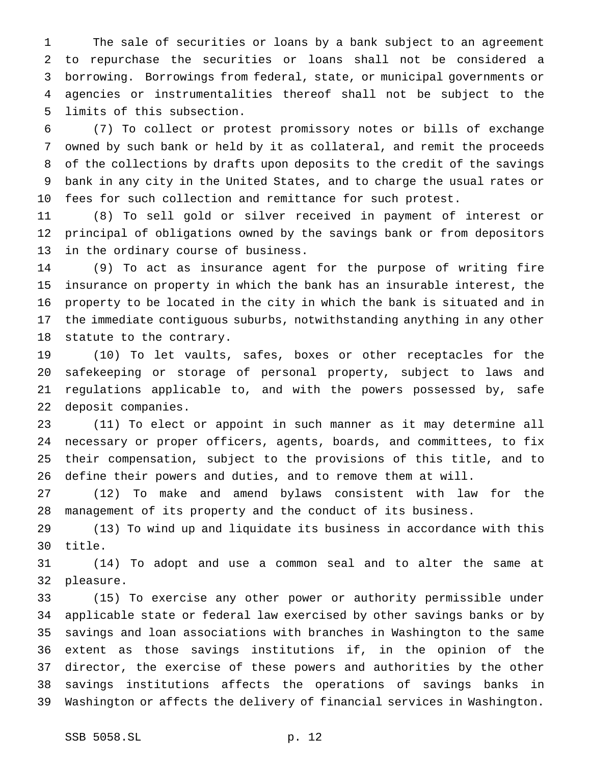The sale of securities or loans by a bank subject to an agreement to repurchase the securities or loans shall not be considered a borrowing. Borrowings from federal, state, or municipal governments or agencies or instrumentalities thereof shall not be subject to the limits of this subsection.

(7) To collect or protest promissory notes or bills of exchange owned by such bank or held by it as collateral, and remit the proceeds of the collections by drafts upon deposits to the credit of the savings bank in any city in the United States, and to charge the usual rates or fees for such collection and remittance for such protest.

(8) To sell gold or silver received in payment of interest or principal of obligations owned by the savings bank or from depositors in the ordinary course of business.

(9) To act as insurance agent for the purpose of writing fire insurance on property in which the bank has an insurable interest, the property to be located in the city in which the bank is situated and in the immediate contiguous suburbs, notwithstanding anything in any other statute to the contrary.

(10) To let vaults, safes, boxes or other receptacles for the safekeeping or storage of personal property, subject to laws and regulations applicable to, and with the powers possessed by, safe deposit companies.

(11) To elect or appoint in such manner as it may determine all necessary or proper officers, agents, boards, and committees, to fix their compensation, subject to the provisions of this title, and to define their powers and duties, and to remove them at will.

(12) To make and amend bylaws consistent with law for the management of its property and the conduct of its business.

(13) To wind up and liquidate its business in accordance with this title.

(14) To adopt and use a common seal and to alter the same at pleasure.

(15) To exercise any other power or authority permissible under applicable state or federal law exercised by other savings banks or by savings and loan associations with branches in Washington to the same extent as those savings institutions if, in the opinion of the director, the exercise of these powers and authorities by the other savings institutions affects the operations of savings banks in Washington or affects the delivery of financial services in Washington.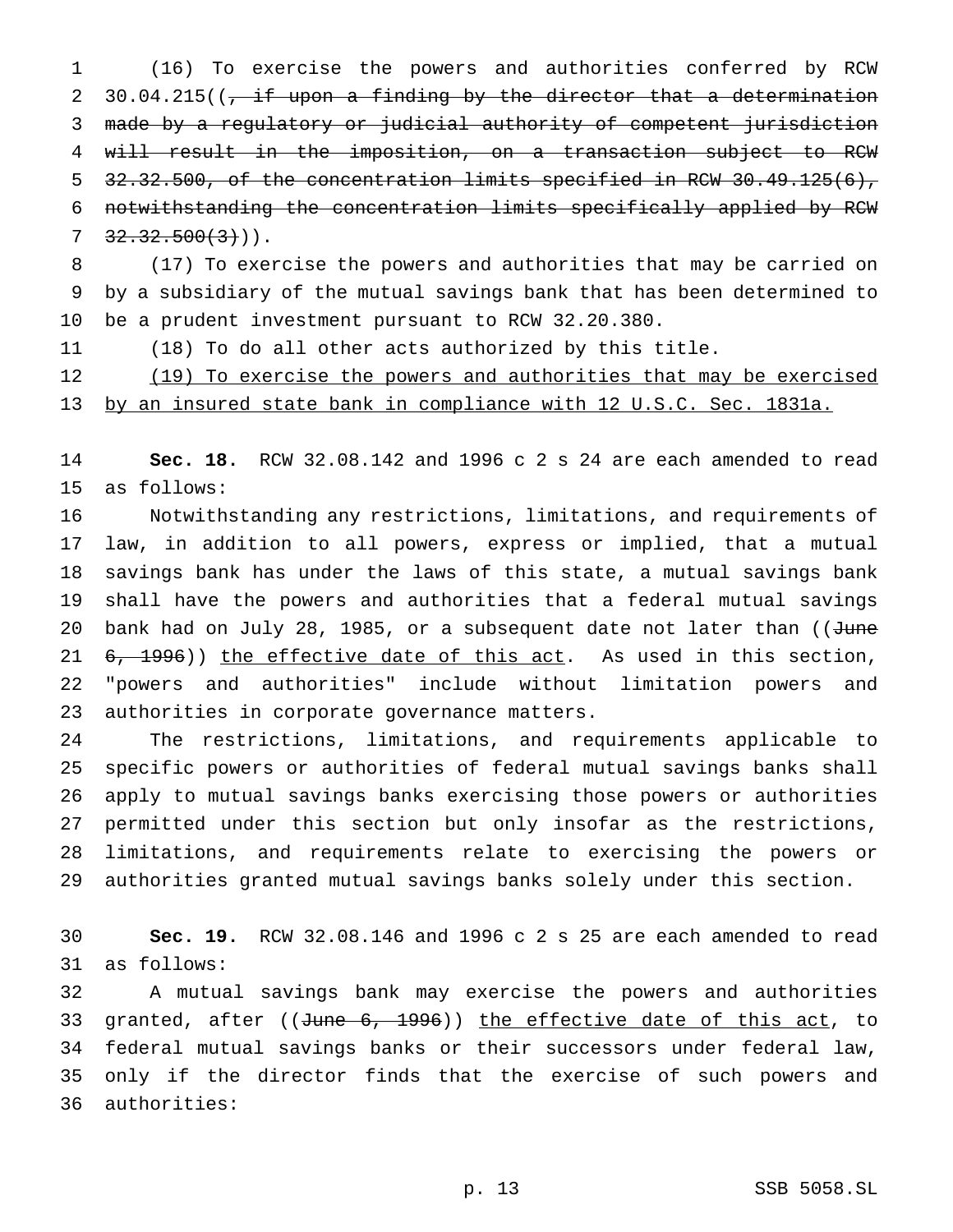(16) To exercise the powers and authorities conferred by RCW 30.04.215((, if upon a finding by the director that a determination made by a regulatory or judicial authority of competent jurisdiction will result in the imposition, on a transaction subject to RCW 32.32.500, of the concentration limits specified in RCW 30.49.125(6), notwithstanding the concentration limits specifically applied by RCW 32.32.500(3))).

(17) To exercise the powers and authorities that may be carried on by a subsidiary of the mutual savings bank that has been determined to be a prudent investment pursuant to RCW 32.20.380.

(18) To do all other acts authorized by this title.

(19) To exercise the powers and authorities that may be exercised by an insured state bank in compliance with 12 U.S.C. Sec. 1831a.

**Sec. 18.** RCW 32.08.142 and 1996 c 2 s 24 are each amended to read as follows:

Notwithstanding any restrictions, limitations, and requirements of law, in addition to all powers, express or implied, that a mutual savings bank has under the laws of this state, a mutual savings bank shall have the powers and authorities that a federal mutual savings bank had on July 28, 1985, or a subsequent date not later than ((June 6, 1996)) the effective date of this act. As used in this section, "powers and authorities" include without limitation powers and authorities in corporate governance matters.

The restrictions, limitations, and requirements applicable to specific powers or authorities of federal mutual savings banks shall apply to mutual savings banks exercising those powers or authorities permitted under this section but only insofar as the restrictions, limitations, and requirements relate to exercising the powers or authorities granted mutual savings banks solely under this section.

**Sec. 19.** RCW 32.08.146 and 1996 c 2 s 25 are each amended to read as follows:

A mutual savings bank may exercise the powers and authorities granted, after ((June 6, 1996)) the effective date of this act, to federal mutual savings banks or their successors under federal law, only if the director finds that the exercise of such powers and authorities: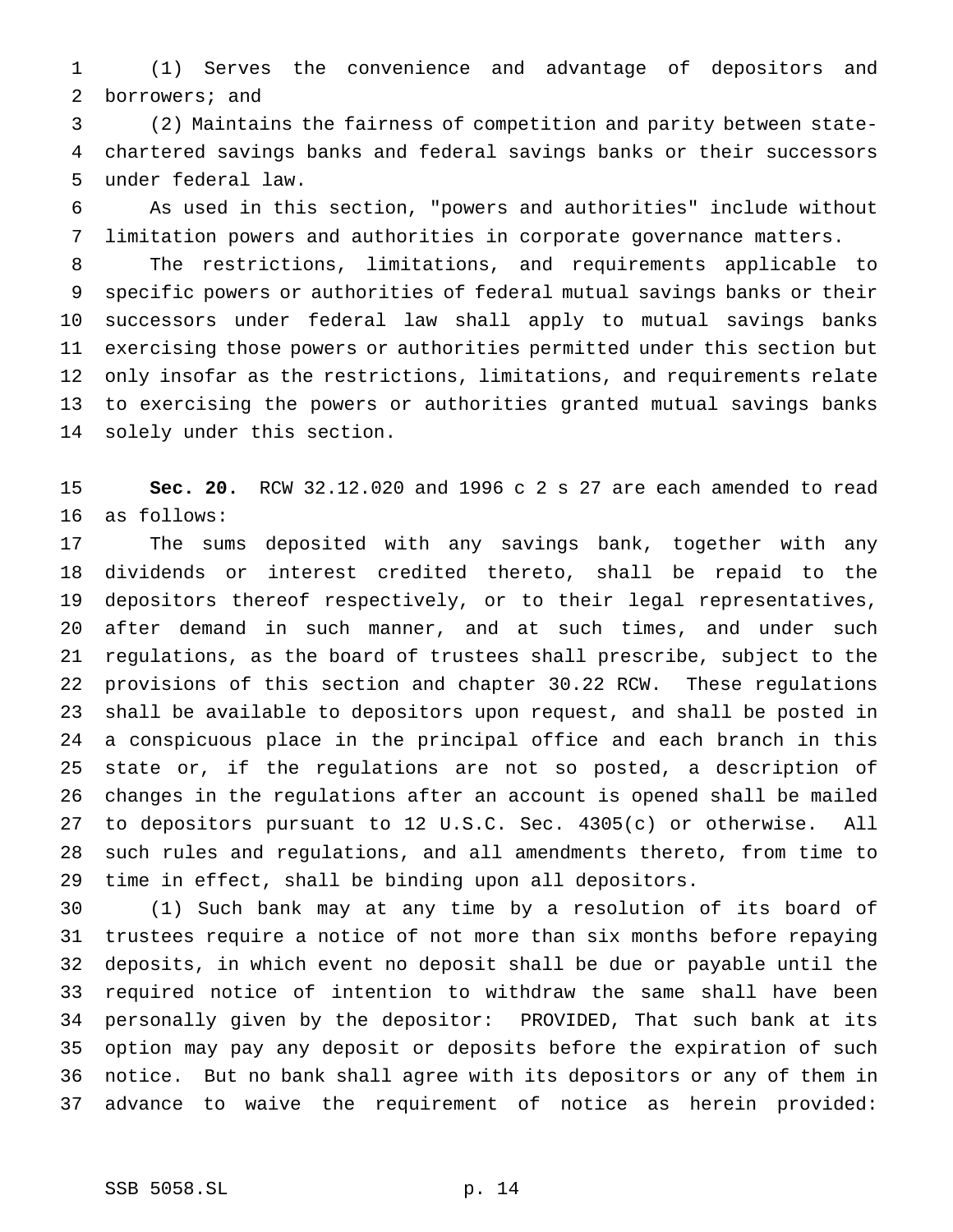(1) Serves the convenience and advantage of depositors and borrowers; and

(2) Maintains the fairness of competition and parity between state-chartered savings banks and federal savings banks or their successors under federal law.

As used in this section, "powers and authorities" include without limitation powers and authorities in corporate governance matters.

The restrictions, limitations, and requirements applicable to specific powers or authorities of federal mutual savings banks or their successors under federal law shall apply to mutual savings banks exercising those powers or authorities permitted under this section but only insofar as the restrictions, limitations, and requirements relate to exercising the powers or authorities granted mutual savings banks solely under this section.

**Sec. 20.** RCW 32.12.020 and 1996 c 2 s 27 are each amended to read as follows:

The sums deposited with any savings bank, together with any dividends or interest credited thereto, shall be repaid to the depositors thereof respectively, or to their legal representatives, after demand in such manner, and at such times, and under such regulations, as the board of trustees shall prescribe, subject to the provisions of this section and chapter 30.22 RCW. These regulations shall be available to depositors upon request, and shall be posted in a conspicuous place in the principal office and each branch in this state or, if the regulations are not so posted, a description of changes in the regulations after an account is opened shall be mailed to depositors pursuant to 12 U.S.C. Sec. 4305(c) or otherwise. All such rules and regulations, and all amendments thereto, from time to time in effect, shall be binding upon all depositors.

(1) Such bank may at any time by a resolution of its board of trustees require a notice of not more than six months before repaying deposits, in which event no deposit shall be due or payable until the required notice of intention to withdraw the same shall have been personally given by the depositor: PROVIDED, That such bank at its option may pay any deposit or deposits before the expiration of such notice. But no bank shall agree with its depositors or any of them in advance to waive the requirement of notice as herein provided: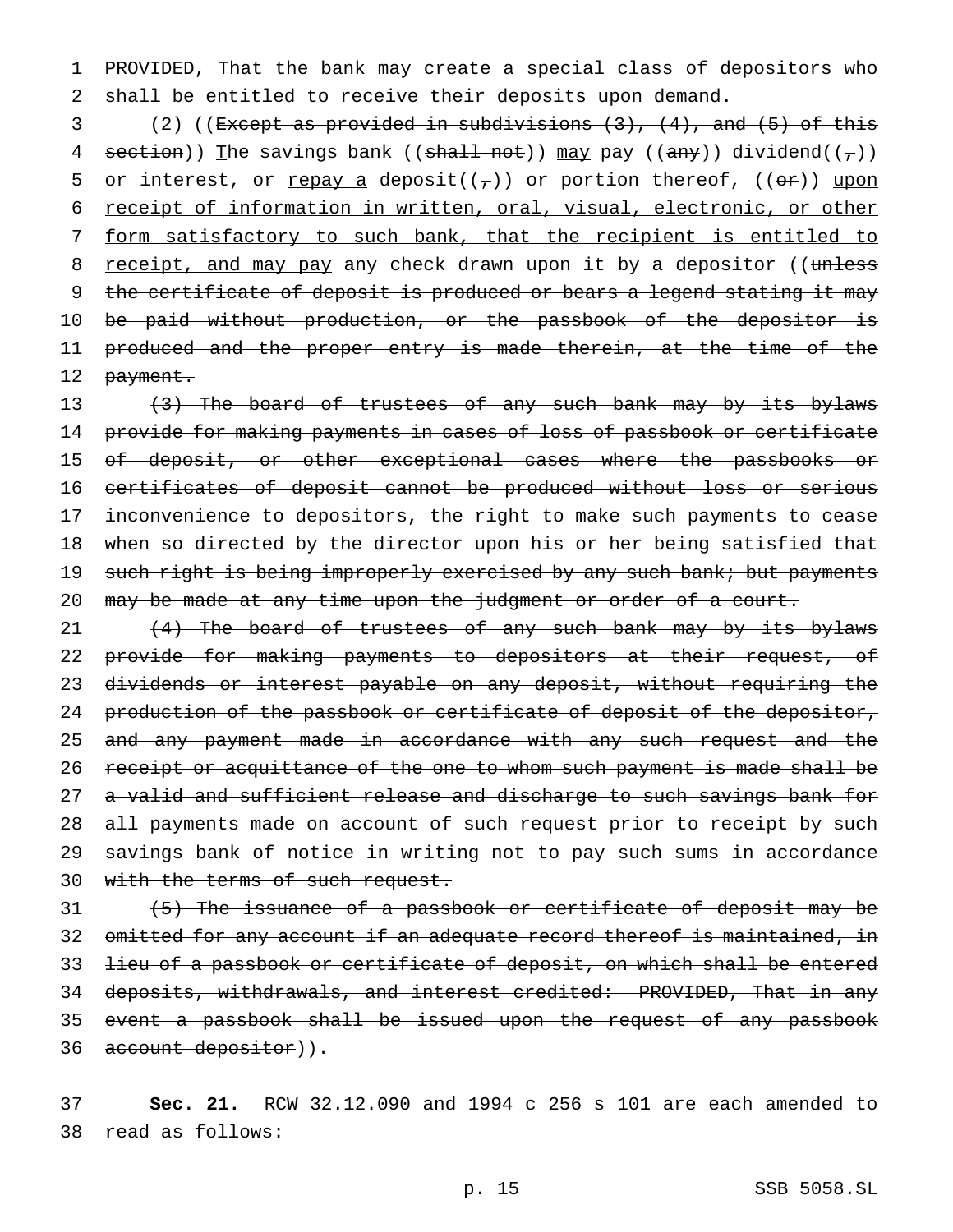PROVIDED, That the bank may create a special class of depositors who shall be entitled to receive their deposits upon demand.

(2) ((~~Except as provided in subdivisions (3), (4), and (5) of this section~~)) The savings bank ((~~shall not~~)) may pay ((~~any~~)) dividend((~~,~~)) or interest, or repay a deposit((~~,~~)) or portion thereof, ((~~or~~)) upon receipt of information in written, oral, visual, electronic, or other form satisfactory to such bank, that the recipient is entitled to receipt, and may pay any check drawn upon it by a depositor ((~~unless the certificate of deposit is produced or bears a legend stating it may be paid without production, or the passbook of the depositor is produced and the proper entry is made therein, at the time of the payment.~~

~~(3) The board of trustees of any such bank may by its bylaws provide for making payments in cases of loss of passbook or certificate of deposit, or other exceptional cases where the passbooks or certificates of deposit cannot be produced without loss or serious inconvenience to depositors, the right to make such payments to cease when so directed by the director upon his or her being satisfied that such right is being improperly exercised by any such bank; but payments may be made at any time upon the judgment or order of a court.~~

~~(4) The board of trustees of any such bank may by its bylaws provide for making payments to depositors at their request, of dividends or interest payable on any deposit, without requiring the production of the passbook or certificate of deposit of the depositor, and any payment made in accordance with any such request and the receipt or acquittance of the one to whom such payment is made shall be a valid and sufficient release and discharge to such savings bank for all payments made on account of such request prior to receipt by such savings bank of notice in writing not to pay such sums in accordance with the terms of such request.~~

~~(5) The issuance of a passbook or certificate of deposit may be omitted for any account if an adequate record thereof is maintained, in lieu of a passbook or certificate of deposit, on which shall be entered deposits, withdrawals, and interest credited: PROVIDED, That in any event a passbook shall be issued upon the request of any passbook account depositor~~)).

**Sec. 21.** RCW 32.12.090 and 1994 c 256 s 101 are each amended to read as follows: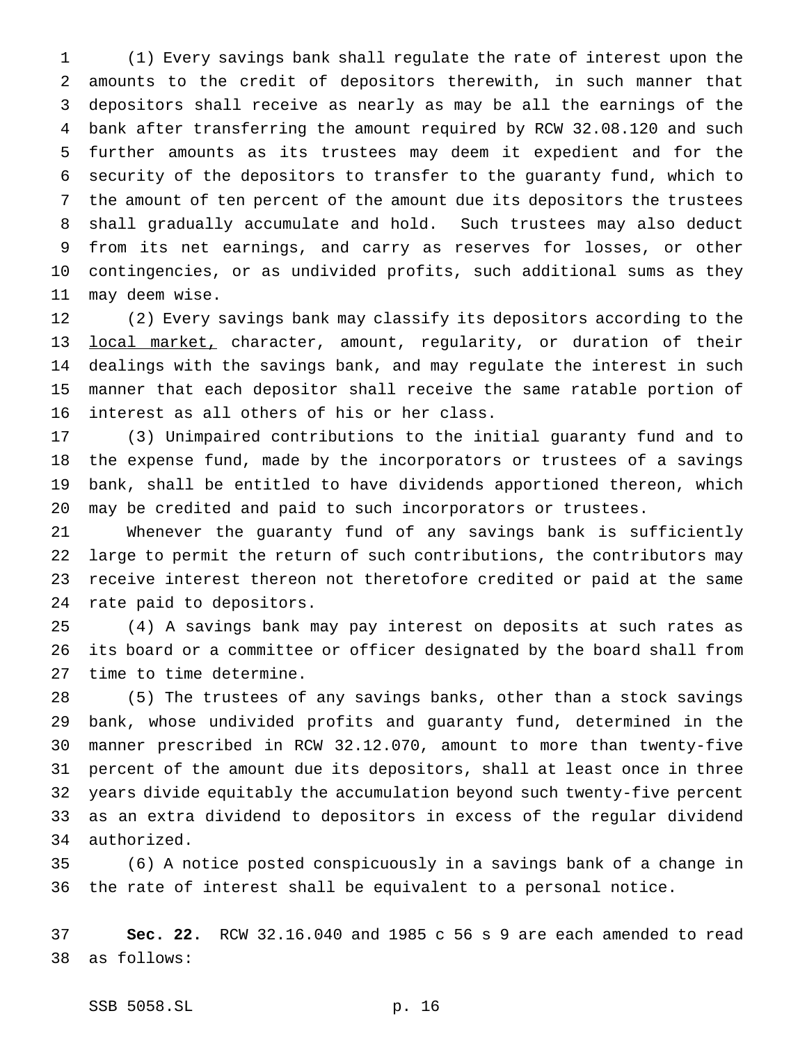(1) Every savings bank shall regulate the rate of interest upon the amounts to the credit of depositors therewith, in such manner that depositors shall receive as nearly as may be all the earnings of the bank after transferring the amount required by RCW 32.08.120 and such further amounts as its trustees may deem it expedient and for the security of the depositors to transfer to the guaranty fund, which to the amount of ten percent of the amount due its depositors the trustees shall gradually accumulate and hold. Such trustees may also deduct from its net earnings, and carry as reserves for losses, or other contingencies, or as undivided profits, such additional sums as they may deem wise.

(2) Every savings bank may classify its depositors according to the <u>local market,</u> character, amount, regularity, or duration of their dealings with the savings bank, and may regulate the interest in such manner that each depositor shall receive the same ratable portion of interest as all others of his or her class.

(3) Unimpaired contributions to the initial guaranty fund and to the expense fund, made by the incorporators or trustees of a savings bank, shall be entitled to have dividends apportioned thereon, which may be credited and paid to such incorporators or trustees.

Whenever the guaranty fund of any savings bank is sufficiently large to permit the return of such contributions, the contributors may receive interest thereon not theretofore credited or paid at the same rate paid to depositors.

(4) A savings bank may pay interest on deposits at such rates as its board or a committee or officer designated by the board shall from time to time determine.

(5) The trustees of any savings banks, other than a stock savings bank, whose undivided profits and guaranty fund, determined in the manner prescribed in RCW 32.12.070, amount to more than twenty-five percent of the amount due its depositors, shall at least once in three years divide equitably the accumulation beyond such twenty-five percent as an extra dividend to depositors in excess of the regular dividend authorized.

(6) A notice posted conspicuously in a savings bank of a change in the rate of interest shall be equivalent to a personal notice.

**Sec. 22.** RCW 32.16.040 and 1985 c 56 s 9 are each amended to read as follows: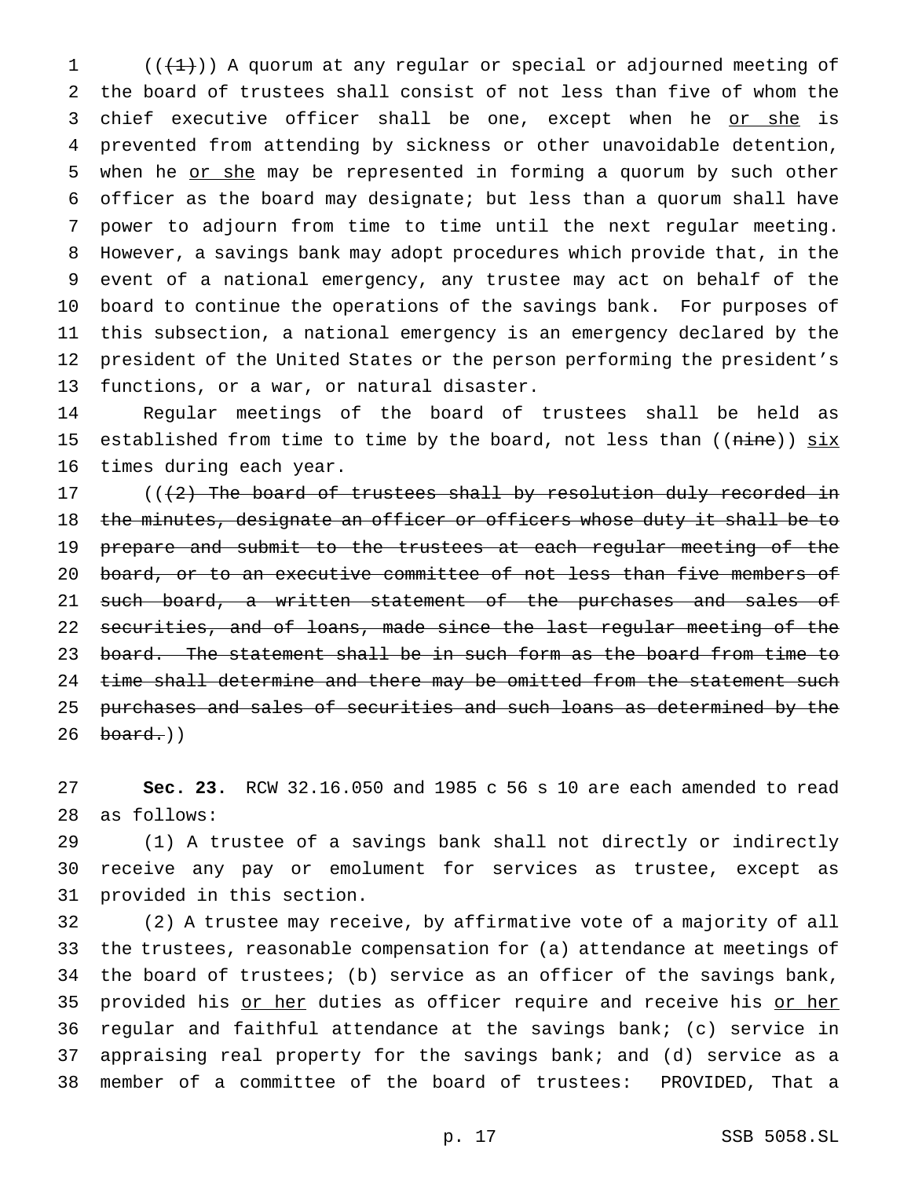((~~(1)~~)) A quorum at any regular or special or adjourned meeting of the board of trustees shall consist of not less than five of whom the chief executive officer shall be one, except when he <u>or she</u> is prevented from attending by sickness or other unavoidable detention, when he <u>or she</u> may be represented in forming a quorum by such other officer as the board may designate; but less than a quorum shall have power to adjourn from time to time until the next regular meeting. However, a savings bank may adopt procedures which provide that, in the event of a national emergency, any trustee may act on behalf of the board to continue the operations of the savings bank. For purposes of this subsection, a national emergency is an emergency declared by the president of the United States or the person performing the president's functions, or a war, or natural disaster.

Regular meetings of the board of trustees shall be held as established from time to time by the board, not less than ((~~nine~~)) <u>six</u> times during each year.

((~~(2) The board of trustees shall by resolution duly recorded in the minutes, designate an officer or officers whose duty it shall be to prepare and submit to the trustees at each regular meeting of the board, or to an executive committee of not less than five members of such board, a written statement of the purchases and sales of securities, and of loans, made since the last regular meeting of the board. The statement shall be in such form as the board from time to time shall determine and there may be omitted from the statement such purchases and sales of securities and such loans as determined by the board.~~))

**Sec. 23.** RCW 32.16.050 and 1985 c 56 s 10 are each amended to read as follows:

(1) A trustee of a savings bank shall not directly or indirectly receive any pay or emolument for services as trustee, except as provided in this section.

(2) A trustee may receive, by affirmative vote of a majority of all the trustees, reasonable compensation for (a) attendance at meetings of the board of trustees; (b) service as an officer of the savings bank, provided his <u>or her</u> duties as officer require and receive his <u>or her</u> regular and faithful attendance at the savings bank; (c) service in appraising real property for the savings bank; and (d) service as a member of a committee of the board of trustees: PROVIDED, That a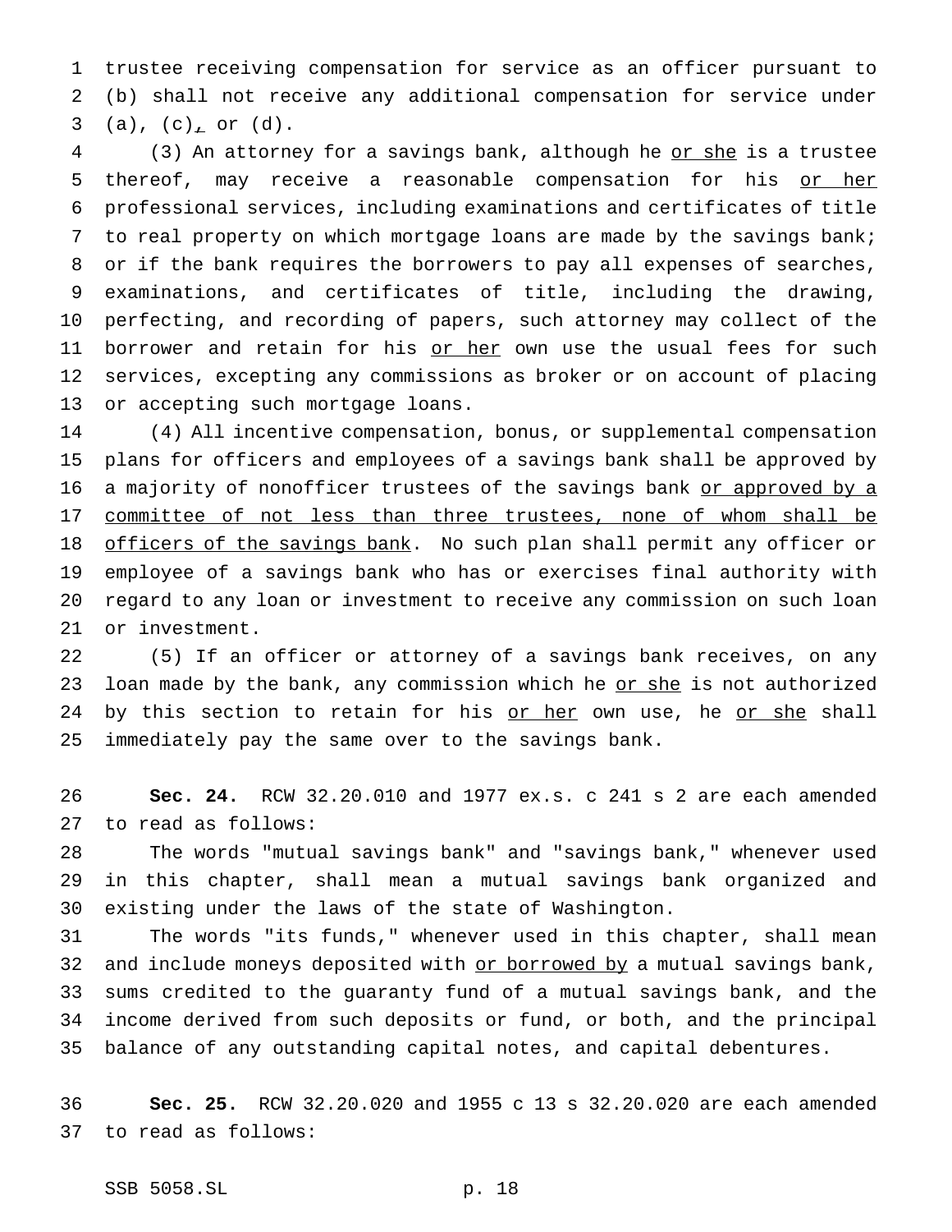trustee receiving compensation for service as an officer pursuant to (b) shall not receive any additional compensation for service under (a), (c), or (d).

(3) An attorney for a savings bank, although he or she is a trustee thereof, may receive a reasonable compensation for his or her professional services, including examinations and certificates of title to real property on which mortgage loans are made by the savings bank; or if the bank requires the borrowers to pay all expenses of searches, examinations, and certificates of title, including the drawing, perfecting, and recording of papers, such attorney may collect of the borrower and retain for his or her own use the usual fees for such services, excepting any commissions as broker or on account of placing or accepting such mortgage loans.

(4) All incentive compensation, bonus, or supplemental compensation plans for officers and employees of a savings bank shall be approved by a majority of nonofficer trustees of the savings bank or approved by a committee of not less than three trustees, none of whom shall be officers of the savings bank. No such plan shall permit any officer or employee of a savings bank who has or exercises final authority with regard to any loan or investment to receive any commission on such loan or investment.

(5) If an officer or attorney of a savings bank receives, on any loan made by the bank, any commission which he or she is not authorized by this section to retain for his or her own use, he or she shall immediately pay the same over to the savings bank.

**Sec. 24.** RCW 32.20.010 and 1977 ex.s. c 241 s 2 are each amended to read as follows:

The words "mutual savings bank" and "savings bank," whenever used in this chapter, shall mean a mutual savings bank organized and existing under the laws of the state of Washington.

The words "its funds," whenever used in this chapter, shall mean and include moneys deposited with or borrowed by a mutual savings bank, sums credited to the guaranty fund of a mutual savings bank, and the income derived from such deposits or fund, or both, and the principal balance of any outstanding capital notes, and capital debentures.

**Sec. 25.** RCW 32.20.020 and 1955 c 13 s 32.20.020 are each amended to read as follows: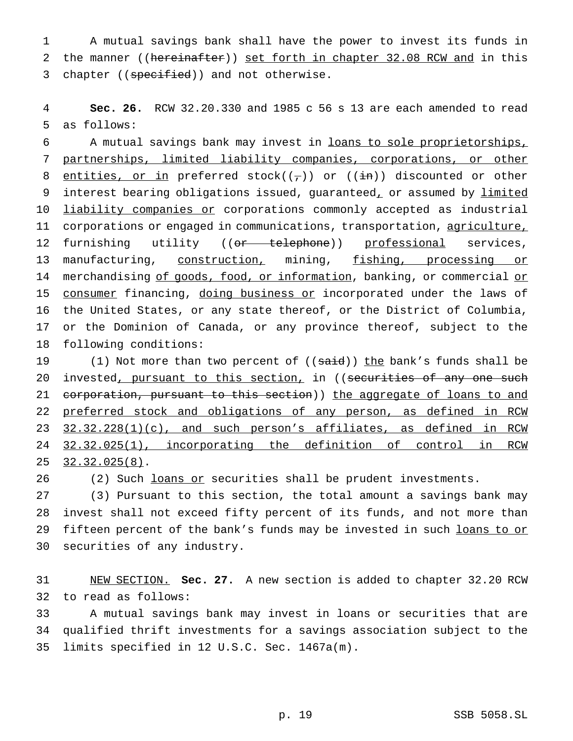A mutual savings bank shall have the power to invest its funds in the manner ((~~hereinafter~~)) <u>set forth in chapter 32.08 RCW and</u> in this chapter ((~~specified~~)) and not otherwise.

**Sec. 26.** RCW 32.20.330 and 1985 c 56 s 13 are each amended to read as follows:

A mutual savings bank may invest in <u>loans to sole proprietorships, partnerships, limited liability companies, corporations, or other entities, or in</u> preferred stock((~~,~~)) or ((~~in~~)) discounted or other interest bearing obligations issued, guaranteed<u>,</u> or assumed by <u>limited liability companies or</u> corporations commonly accepted as industrial corporations or engaged in communications, transportation, <u>agriculture,</u> furnishing utility ((~~or telephone~~)) <u>professional</u> services, manufacturing, <u>construction,</u> mining, <u>fishing, processing or</u> merchandising <u>of goods, food, or information</u>, banking, or commercial <u>or consumer</u> financing, <u>doing business or</u> incorporated under the laws of the United States, or any state thereof, or the District of Columbia, or the Dominion of Canada, or any province thereof, subject to the following conditions:

(1) Not more than two percent of ((~~said~~)) <u>the</u> bank's funds shall be invested<u>, pursuant to this section,</u> in ((~~securities of any one such corporation, pursuant to this section~~)) <u>the aggregate of loans to and preferred stock and obligations of any person, as defined in RCW 32.32.228(1)(c), and such person's affiliates, as defined in RCW 32.32.025(1), incorporating the definition of control in RCW 32.32.025(8)</u>.

(2) Such <u>loans or</u> securities shall be prudent investments.

(3) Pursuant to this section, the total amount a savings bank may invest shall not exceed fifty percent of its funds, and not more than fifteen percent of the bank's funds may be invested in such <u>loans to or</u> securities of any industry.

<u>NEW SECTION.</u> **Sec. 27.** A new section is added to chapter 32.20 RCW to read as follows:

A mutual savings bank may invest in loans or securities that are qualified thrift investments for a savings association subject to the limits specified in 12 U.S.C. Sec. 1467a(m).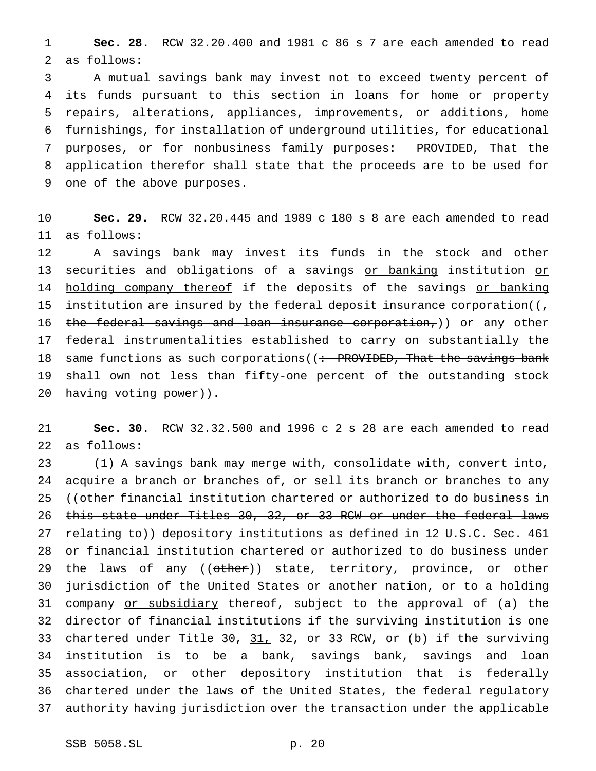**Sec. 28.** RCW 32.20.400 and 1981 c 86 s 7 are each amended to read as follows:

A mutual savings bank may invest not to exceed twenty percent of its funds <u>pursuant to this section</u> in loans for home or property repairs, alterations, appliances, improvements, or additions, home furnishings, for installation of underground utilities, for educational purposes, or for nonbusiness family purposes: PROVIDED, That the application therefor shall state that the proceeds are to be used for one of the above purposes.

**Sec. 29.** RCW 32.20.445 and 1989 c 180 s 8 are each amended to read as follows:

A savings bank may invest its funds in the stock and other securities and obligations of a savings <u>or banking</u> institution <u>or holding company thereof</u> if the deposits of the savings <u>or banking</u> institution are insured by the federal deposit insurance corporation((~~, the federal savings and loan insurance corporation,~~)) or any other federal instrumentalities established to carry on substantially the same functions as such corporations((~~: PROVIDED, That the savings bank shall own not less than fifty-one percent of the outstanding stock having voting power~~)).

**Sec. 30.** RCW 32.32.500 and 1996 c 2 s 28 are each amended to read as follows:

(1) A savings bank may merge with, consolidate with, convert into, acquire a branch or branches of, or sell its branch or branches to any ((~~other financial institution chartered or authorized to do business in this state under Titles 30, 32, or 33 RCW or under the federal laws relating to~~)) depository institutions as defined in 12 U.S.C. Sec. 461 or <u>financial institution chartered or authorized to do business under</u> the laws of any ((~~other~~)) state, territory, province, or other jurisdiction of the United States or another nation, or to a holding company <u>or subsidiary</u> thereof, subject to the approval of (a) the director of financial institutions if the surviving institution is one chartered under Title 30, <u>31,</u> 32, or 33 RCW, or (b) if the surviving institution is to be a bank, savings bank, savings and loan association, or other depository institution that is federally chartered under the laws of the United States, the federal regulatory authority having jurisdiction over the transaction under the applicable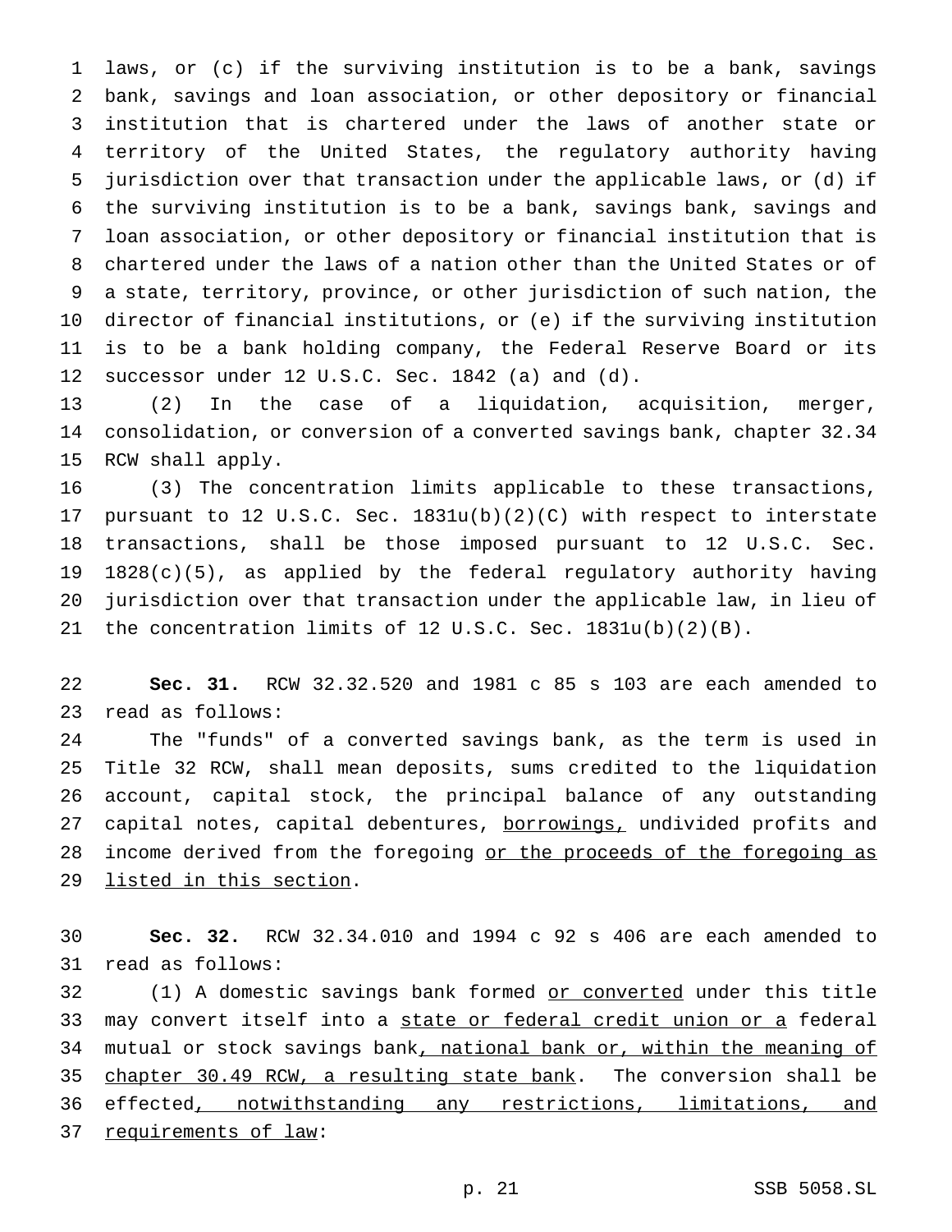laws, or (c) if the surviving institution is to be a bank, savings bank, savings and loan association, or other depository or financial institution that is chartered under the laws of another state or territory of the United States, the regulatory authority having jurisdiction over that transaction under the applicable laws, or (d) if the surviving institution is to be a bank, savings bank, savings and loan association, or other depository or financial institution that is chartered under the laws of a nation other than the United States or of a state, territory, province, or other jurisdiction of such nation, the director of financial institutions, or (e) if the surviving institution is to be a bank holding company, the Federal Reserve Board or its successor under 12 U.S.C. Sec. 1842 (a) and (d).

(2) In the case of a liquidation, acquisition, merger, consolidation, or conversion of a converted savings bank, chapter 32.34 RCW shall apply.

(3) The concentration limits applicable to these transactions, pursuant to 12 U.S.C. Sec. 1831u(b)(2)(C) with respect to interstate transactions, shall be those imposed pursuant to 12 U.S.C. Sec. 1828(c)(5), as applied by the federal regulatory authority having jurisdiction over that transaction under the applicable law, in lieu of the concentration limits of 12 U.S.C. Sec. 1831u(b)(2)(B).

**Sec. 31.** RCW 32.32.520 and 1981 c 85 s 103 are each amended to read as follows:

The "funds" of a converted savings bank, as the term is used in Title 32 RCW, shall mean deposits, sums credited to the liquidation account, capital stock, the principal balance of any outstanding capital notes, capital debentures, <u>borrowings,</u> undivided profits and income derived from the foregoing <u>or the proceeds of the foregoing as listed in this section</u>.

**Sec. 32.** RCW 32.34.010 and 1994 c 92 s 406 are each amended to read as follows:

(1) A domestic savings bank formed <u>or converted</u> under this title may convert itself into a <u>state or federal credit union or a</u> federal mutual or stock savings bank<u>, national bank or, within the meaning of chapter 30.49 RCW, a resulting state bank</u>. The conversion shall be effected<u>, notwithstanding any restrictions, limitations, and requirements of law</u>: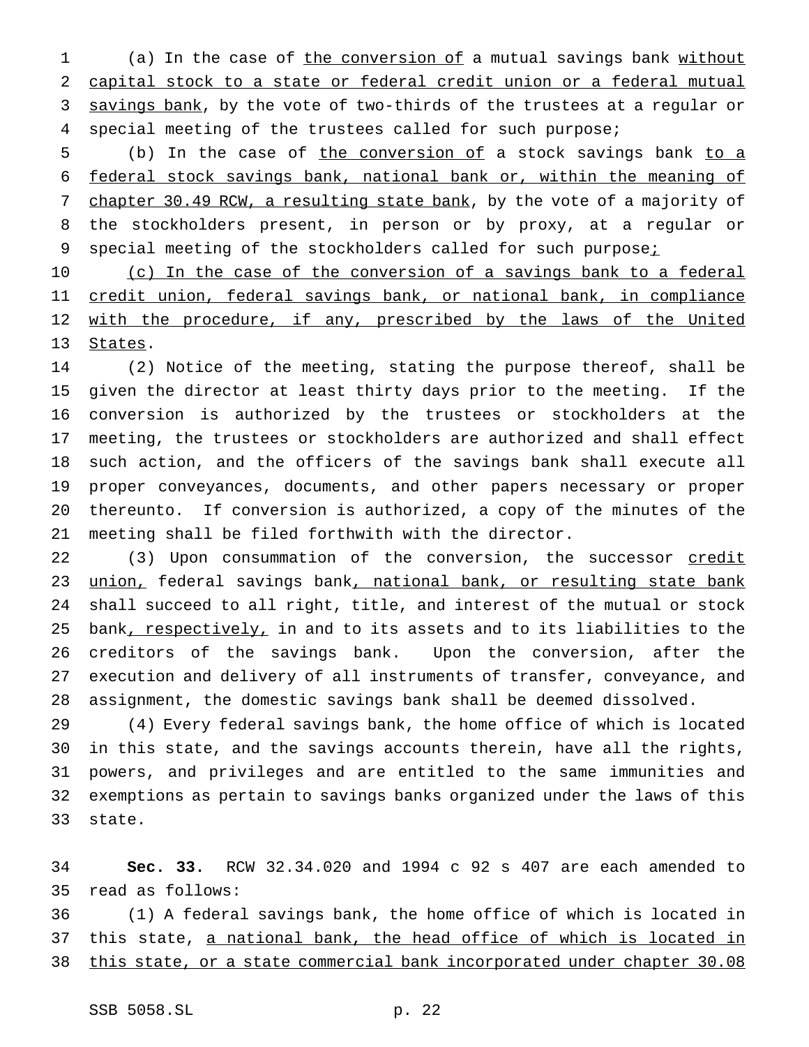(a) In the case of the conversion of a mutual savings bank without capital stock to a state or federal credit union or a federal mutual savings bank, by the vote of two-thirds of the trustees at a regular or special meeting of the trustees called for such purpose;

(b) In the case of the conversion of a stock savings bank to a federal stock savings bank, national bank or, within the meaning of chapter 30.49 RCW, a resulting state bank, by the vote of a majority of the stockholders present, in person or by proxy, at a regular or special meeting of the stockholders called for such purpose;

(c) In the case of the conversion of a savings bank to a federal credit union, federal savings bank, or national bank, in compliance with the procedure, if any, prescribed by the laws of the United States.

(2) Notice of the meeting, stating the purpose thereof, shall be given the director at least thirty days prior to the meeting. If the conversion is authorized by the trustees or stockholders at the meeting, the trustees or stockholders are authorized and shall effect such action, and the officers of the savings bank shall execute all proper conveyances, documents, and other papers necessary or proper thereunto. If conversion is authorized, a copy of the minutes of the meeting shall be filed forthwith with the director.

(3) Upon consummation of the conversion, the successor credit union, federal savings bank, national bank, or resulting state bank shall succeed to all right, title, and interest of the mutual or stock bank, respectively, in and to its assets and to its liabilities to the creditors of the savings bank. Upon the conversion, after the execution and delivery of all instruments of transfer, conveyance, and assignment, the domestic savings bank shall be deemed dissolved.

(4) Every federal savings bank, the home office of which is located in this state, and the savings accounts therein, have all the rights, powers, and privileges and are entitled to the same immunities and exemptions as pertain to savings banks organized under the laws of this state.

**Sec. 33.** RCW 32.34.020 and 1994 c 92 s 407 are each amended to read as follows:

(1) A federal savings bank, the home office of which is located in this state, a national bank, the head office of which is located in this state, or a state commercial bank incorporated under chapter 30.08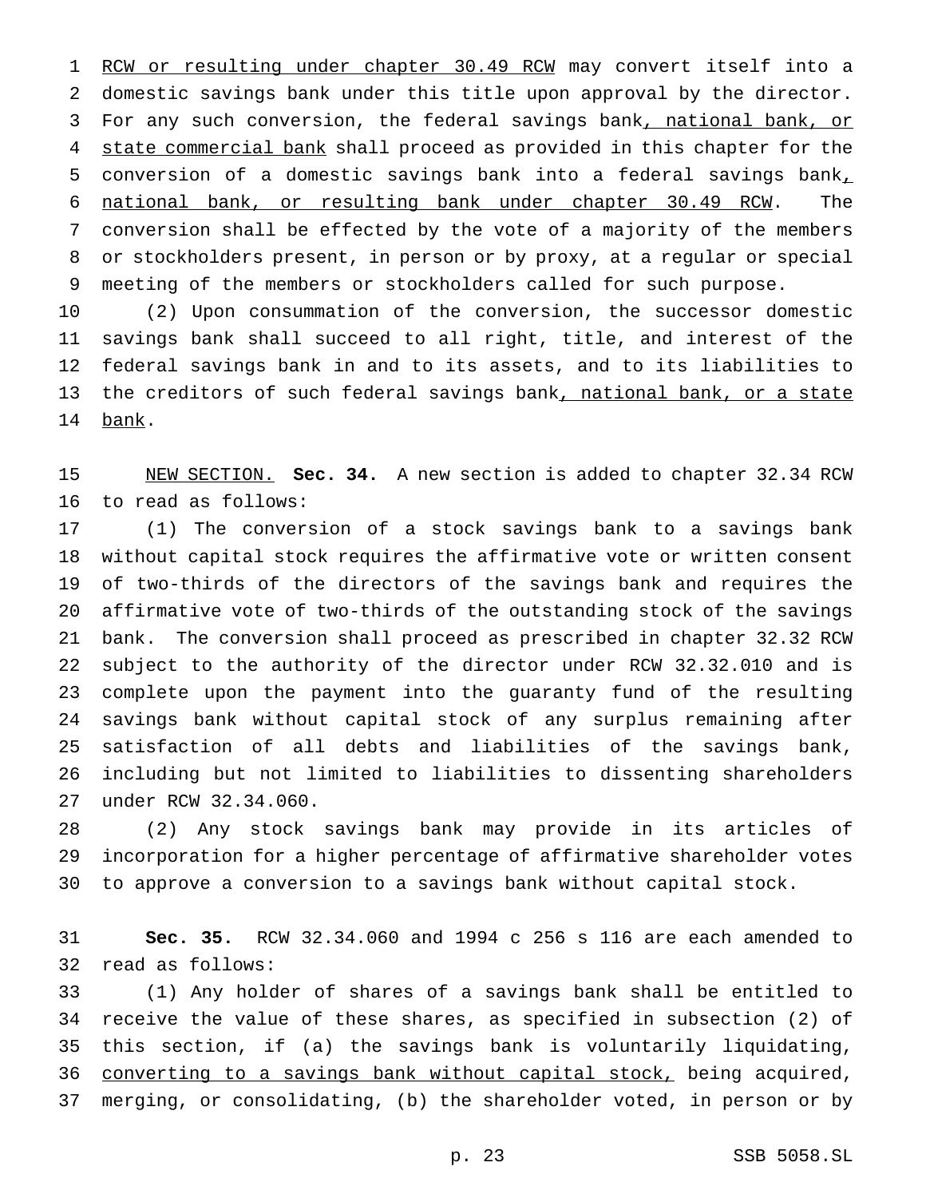RCW or resulting under chapter 30.49 RCW may convert itself into a domestic savings bank under this title upon approval by the director. For any such conversion, the federal savings bank, national bank, or state commercial bank shall proceed as provided in this chapter for the conversion of a domestic savings bank into a federal savings bank, national bank, or resulting bank under chapter 30.49 RCW. The conversion shall be effected by the vote of a majority of the members or stockholders present, in person or by proxy, at a regular or special meeting of the members or stockholders called for such purpose.

(2) Upon consummation of the conversion, the successor domestic savings bank shall succeed to all right, title, and interest of the federal savings bank in and to its assets, and to its liabilities to the creditors of such federal savings bank, national bank, or a state bank.

NEW SECTION. **Sec. 34.** A new section is added to chapter 32.34 RCW to read as follows:

(1) The conversion of a stock savings bank to a savings bank without capital stock requires the affirmative vote or written consent of two-thirds of the directors of the savings bank and requires the affirmative vote of two-thirds of the outstanding stock of the savings bank. The conversion shall proceed as prescribed in chapter 32.32 RCW subject to the authority of the director under RCW 32.32.010 and is complete upon the payment into the guaranty fund of the resulting savings bank without capital stock of any surplus remaining after satisfaction of all debts and liabilities of the savings bank, including but not limited to liabilities to dissenting shareholders under RCW 32.34.060.

(2) Any stock savings bank may provide in its articles of incorporation for a higher percentage of affirmative shareholder votes to approve a conversion to a savings bank without capital stock.

**Sec. 35.** RCW 32.34.060 and 1994 c 256 s 116 are each amended to read as follows:

(1) Any holder of shares of a savings bank shall be entitled to receive the value of these shares, as specified in subsection (2) of this section, if (a) the savings bank is voluntarily liquidating, converting to a savings bank without capital stock, being acquired, merging, or consolidating, (b) the shareholder voted, in person or by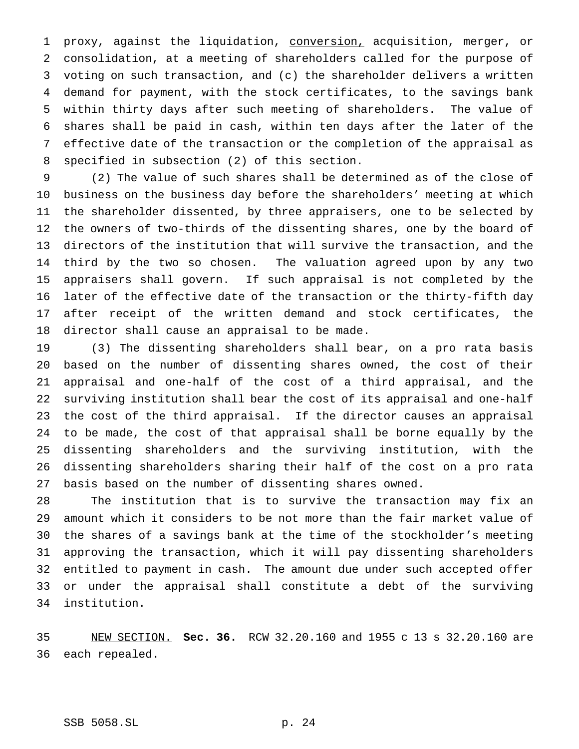proxy, against the liquidation, <u>conversion,</u> acquisition, merger, or consolidation, at a meeting of shareholders called for the purpose of voting on such transaction, and (c) the shareholder delivers a written demand for payment, with the stock certificates, to the savings bank within thirty days after such meeting of shareholders. The value of shares shall be paid in cash, within ten days after the later of the effective date of the transaction or the completion of the appraisal as specified in subsection (2) of this section.

(2) The value of such shares shall be determined as of the close of business on the business day before the shareholders' meeting at which the shareholder dissented, by three appraisers, one to be selected by the owners of two-thirds of the dissenting shares, one by the board of directors of the institution that will survive the transaction, and the third by the two so chosen. The valuation agreed upon by any two appraisers shall govern. If such appraisal is not completed by the later of the effective date of the transaction or the thirty-fifth day after receipt of the written demand and stock certificates, the director shall cause an appraisal to be made.

(3) The dissenting shareholders shall bear, on a pro rata basis based on the number of dissenting shares owned, the cost of their appraisal and one-half of the cost of a third appraisal, and the surviving institution shall bear the cost of its appraisal and one-half the cost of the third appraisal. If the director causes an appraisal to be made, the cost of that appraisal shall be borne equally by the dissenting shareholders and the surviving institution, with the dissenting shareholders sharing their half of the cost on a pro rata basis based on the number of dissenting shares owned.

The institution that is to survive the transaction may fix an amount which it considers to be not more than the fair market value of the shares of a savings bank at the time of the stockholder's meeting approving the transaction, which it will pay dissenting shareholders entitled to payment in cash. The amount due under such accepted offer or under the appraisal shall constitute a debt of the surviving institution.

<u>NEW SECTION.</u> **Sec. 36.** RCW 32.20.160 and 1955 c 13 s 32.20.160 are each repealed.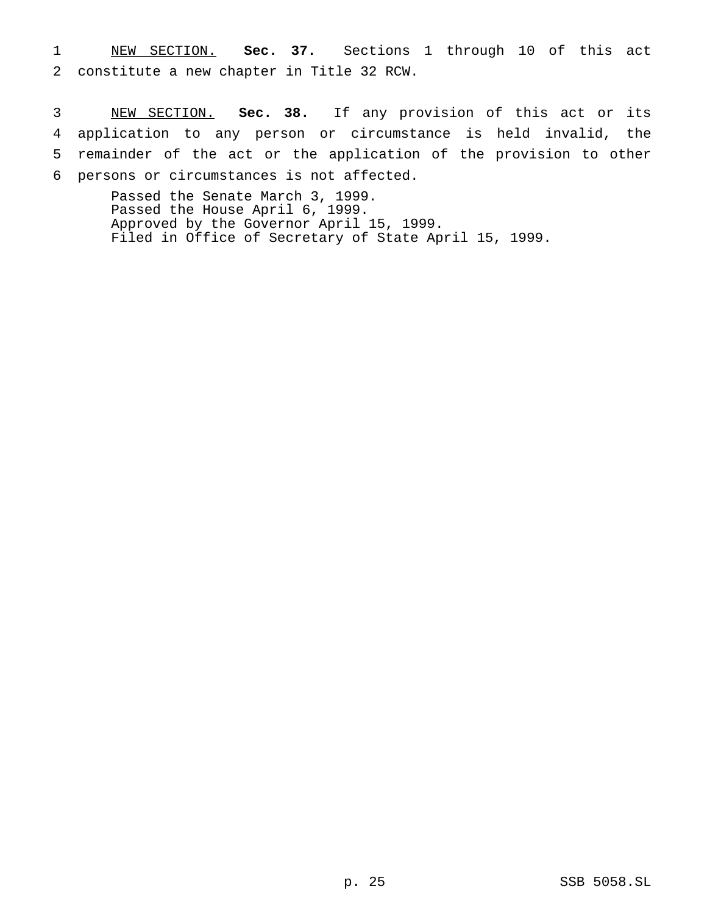NEW SECTION. **Sec. 37.** Sections 1 through 10 of this act constitute a new chapter in Title 32 RCW.

NEW SECTION. **Sec. 38.** If any provision of this act or its application to any person or circumstance is held invalid, the remainder of the act or the application of the provision to other persons or circumstances is not affected.

Passed the Senate March 3, 1999.
Passed the House April 6, 1999.
Approved by the Governor April 15, 1999.
Filed in Office of Secretary of State April 15, 1999.